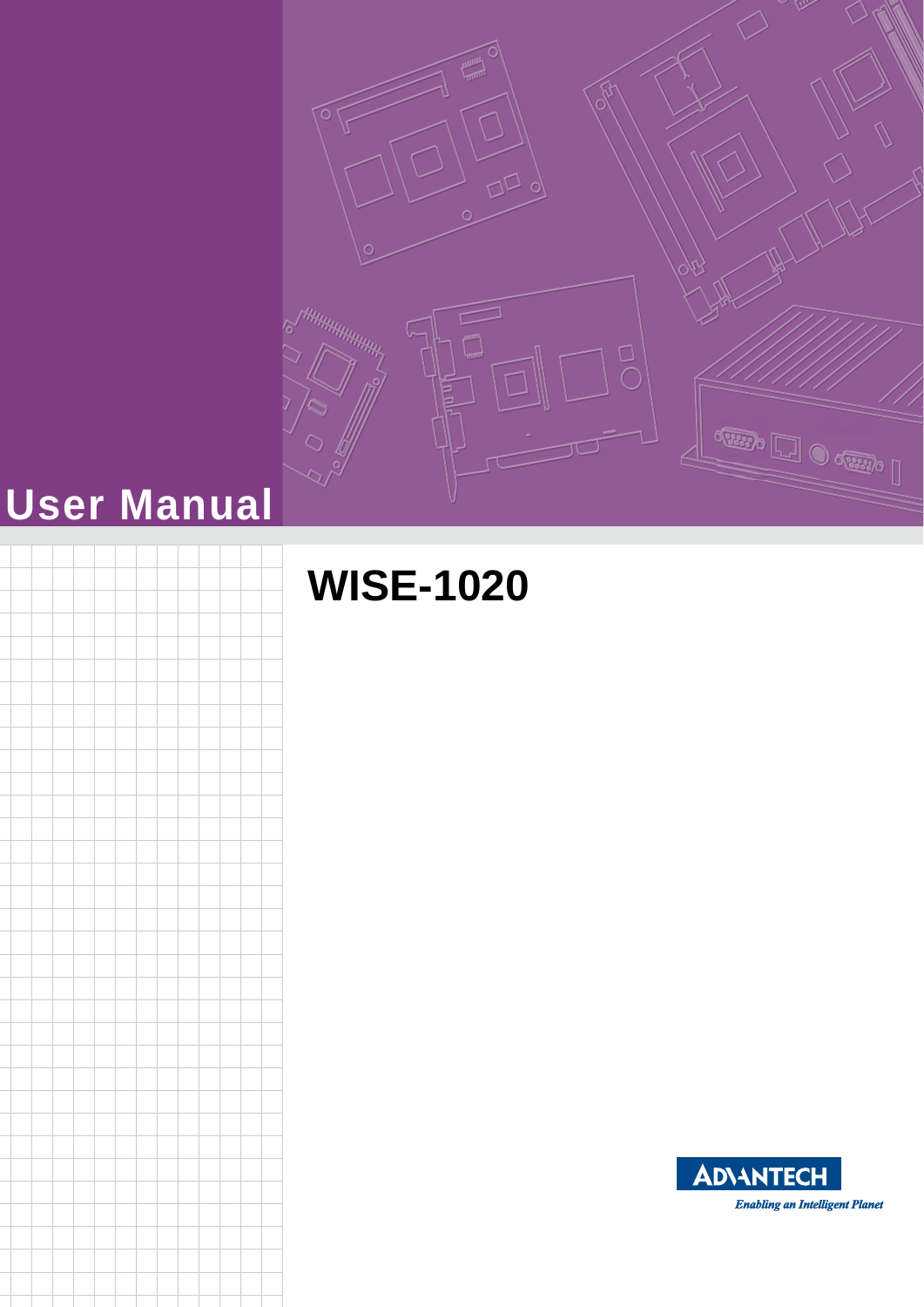# User Manual

# WISE-1020

ADVANTECH

*Enabling an Intelligent Planet*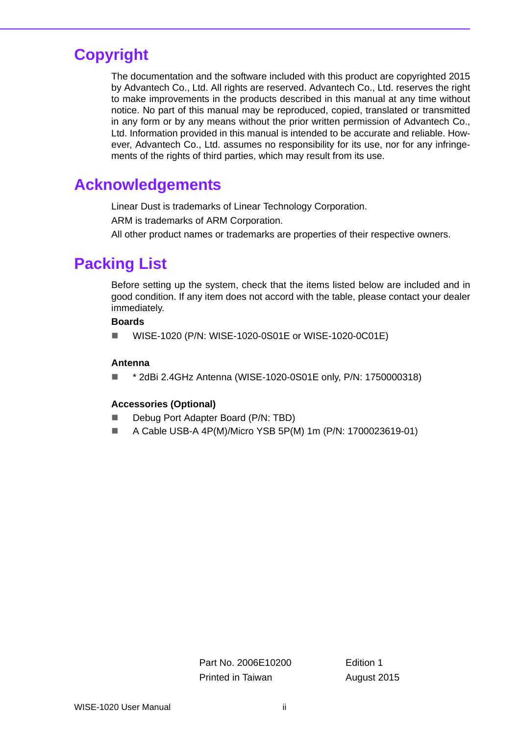## Copyright

The documentation and the software included with this product are copyrighted 2015 by Advantech Co., Ltd. All rights are reserved. Advantech Co., Ltd. reserves the right to make improvements in the products described in this manual at any time without notice. No part of this manual may be reproduced, copied, translated or transmitted in any form or by any means without the prior written permission of Advantech Co., Ltd. Information provided in this manual is intended to be accurate and reliable. However, Advantech Co., Ltd. assumes no responsibility for its use, nor for any infringements of the rights of third parties, which may result from its use.

## Acknowledgements

Linear Dust is trademarks of Linear Technology Corporation.

ARM is trademarks of ARM Corporation.

All other product names or trademarks are properties of their respective owners.

## Packing List

Before setting up the system, check that the items listed below are included and in good condition. If any item does not accord with the table, please contact your dealer immediately.

**Boards**

- WISE-1020 (P/N: WISE-1020-0S01E or WISE-1020-0C01E)

**Antenna**

- * 2dBi 2.4GHz Antenna (WISE-1020-0S01E only, P/N: 1750000318)

**Accessories (Optional)**

- Debug Port Adapter Board (P/N: TBD)
- A Cable USB-A 4P(M)/Micro YSB 5P(M) 1m (P/N: 1700023619-01)

Part No. 2006E10200 Edition 1
Printed in Taiwan August 2015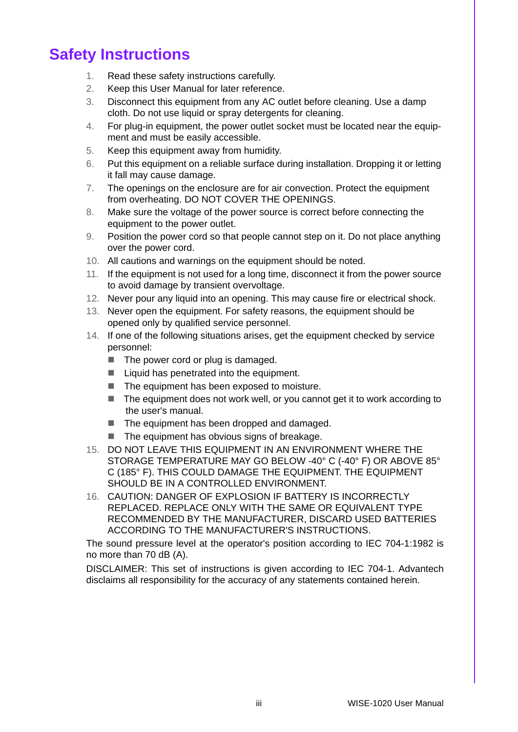# Safety Instructions

1. Read these safety instructions carefully.
2. Keep this User Manual for later reference.
3. Disconnect this equipment from any AC outlet before cleaning. Use a damp cloth. Do not use liquid or spray detergents for cleaning.
4. For plug-in equipment, the power outlet socket must be located near the equipment and must be easily accessible.
5. Keep this equipment away from humidity.
6. Put this equipment on a reliable surface during installation. Dropping it or letting it fall may cause damage.
7. The openings on the enclosure are for air convection. Protect the equipment from overheating. DO NOT COVER THE OPENINGS.
8. Make sure the voltage of the power source is correct before connecting the equipment to the power outlet.
9. Position the power cord so that people cannot step on it. Do not place anything over the power cord.
10. All cautions and warnings on the equipment should be noted.
11. If the equipment is not used for a long time, disconnect it from the power source to avoid damage by transient overvoltage.
12. Never pour any liquid into an opening. This may cause fire or electrical shock.
13. Never open the equipment. For safety reasons, the equipment should be opened only by qualified service personnel.
14. If one of the following situations arises, get the equipment checked by service personnel:
    - The power cord or plug is damaged.
    - Liquid has penetrated into the equipment.
    - The equipment has been exposed to moisture.
    - The equipment does not work well, or you cannot get it to work according to the user's manual.
    - The equipment has been dropped and damaged.
    - The equipment has obvious signs of breakage.
15. DO NOT LEAVE THIS EQUIPMENT IN AN ENVIRONMENT WHERE THE STORAGE TEMPERATURE MAY GO BELOW -40° C (-40° F) OR ABOVE 85° C (185° F). THIS COULD DAMAGE THE EQUIPMENT. THE EQUIPMENT SHOULD BE IN A CONTROLLED ENVIRONMENT.
16. CAUTION: DANGER OF EXPLOSION IF BATTERY IS INCORRECTLY REPLACED. REPLACE ONLY WITH THE SAME OR EQUIVALENT TYPE RECOMMENDED BY THE MANUFACTURER, DISCARD USED BATTERIES ACCORDING TO THE MANUFACTURER'S INSTRUCTIONS.

The sound pressure level at the operator's position according to IEC 704-1:1982 is no more than 70 dB (A).

DISCLAIMER: This set of instructions is given according to IEC 704-1. Advantech disclaims all responsibility for the accuracy of any statements contained herein.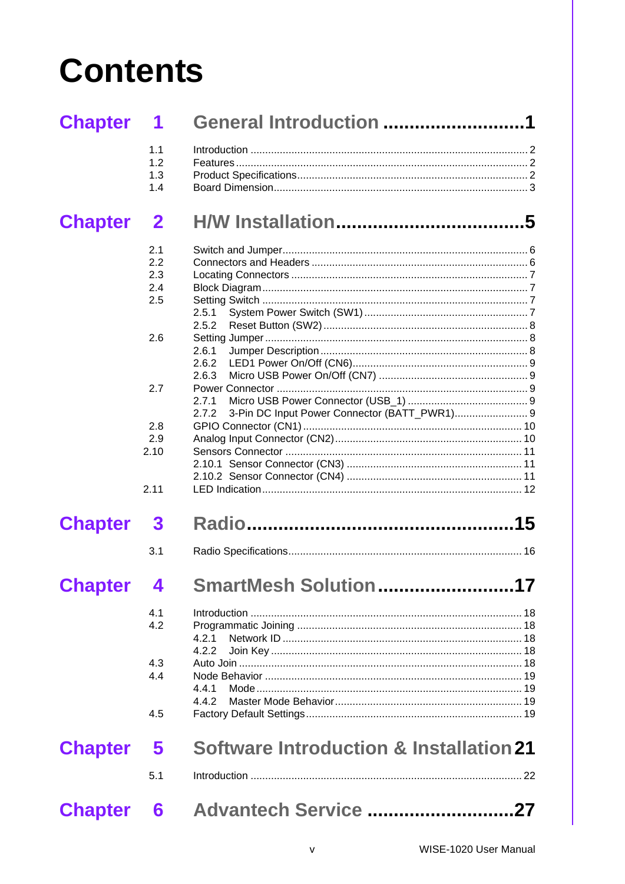# Contents

## Chapter 1 General Introduction ..........................1

- 1.1 Introduction ........................................ 2
- 1.2 Features ........................................ 2
- 1.3 Product Specifications ........................................ 2
- 1.4 Board Dimension ........................................ 3

## Chapter 2 H/W Installation ..................................5

- 2.1 Switch and Jumper ........................................ 6
- 2.2 Connectors and Headers ........................................ 6
- 2.3 Locating Connectors ........................................ 7
- 2.4 Block Diagram ........................................ 7
- 2.5 Setting Switch ........................................ 7
  - 2.5.1 System Power Switch (SW1) ........................................ 7
  - 2.5.2 Reset Button (SW2) ........................................ 8
- 2.6 Setting Jumper ........................................ 8
  - 2.6.1 Jumper Description ........................................ 8
  - 2.6.2 LED1 Power On/Off (CN6) ........................................ 9
  - 2.6.3 Micro USB Power On/Off (CN7) ........................................ 9
- 2.7 Power Connector ........................................ 9
  - 2.7.1 Micro USB Power Connector (USB_1) ........................................ 9
  - 2.7.2 3-Pin DC Input Power Connector (BATT_PWR1) ........................................ 9
- 2.8 GPIO Connector (CN1) ........................................ 10
- 2.9 Analog Input Connector (CN2) ........................................ 10
- 2.10 Sensors Connector ........................................ 11
  - 2.10.1 Sensor Connector (CN3) ........................................ 11
  - 2.10.2 Sensor Connector (CN4) ........................................ 11
- 2.11 LED Indication ........................................ 12

## Chapter 3 Radio..................................................15

- 3.1 Radio Specifications ........................................ 16

## Chapter 4 SmartMesh Solution ..........................17

- 4.1 Introduction ........................................ 18
- 4.2 Programmatic Joining ........................................ 18
  - 4.2.1 Network ID ........................................ 18
  - 4.2.2 Join Key ........................................ 18
- 4.3 Auto Join ........................................ 18
- 4.4 Node Behavior ........................................ 19
  - 4.4.1 Mode ........................................ 19
  - 4.4.2 Master Mode Behavior ........................................ 19
- 4.5 Factory Default Settings ........................................ 19

## Chapter 5 Software Introduction & Installation 21

- 5.1 Introduction ........................................ 22

## Chapter 6 Advantech Service ............................27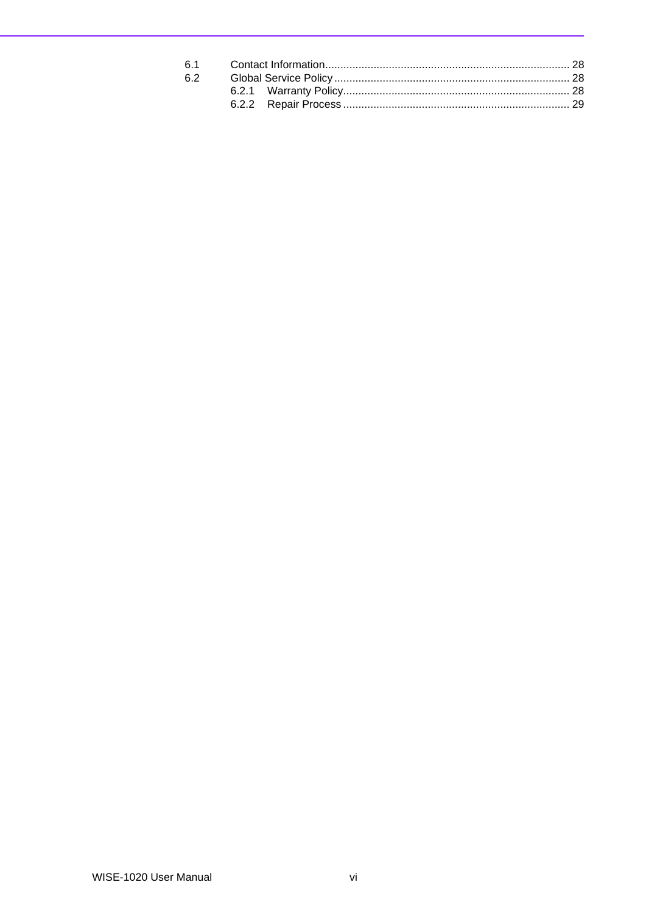6.1 Contact Information................................................................................ 28
6.2 Global Service Policy............................................................................. 28
6.2.1 Warranty Policy.......................................................................... 28
6.2.2 Repair Process .......................................................................... 29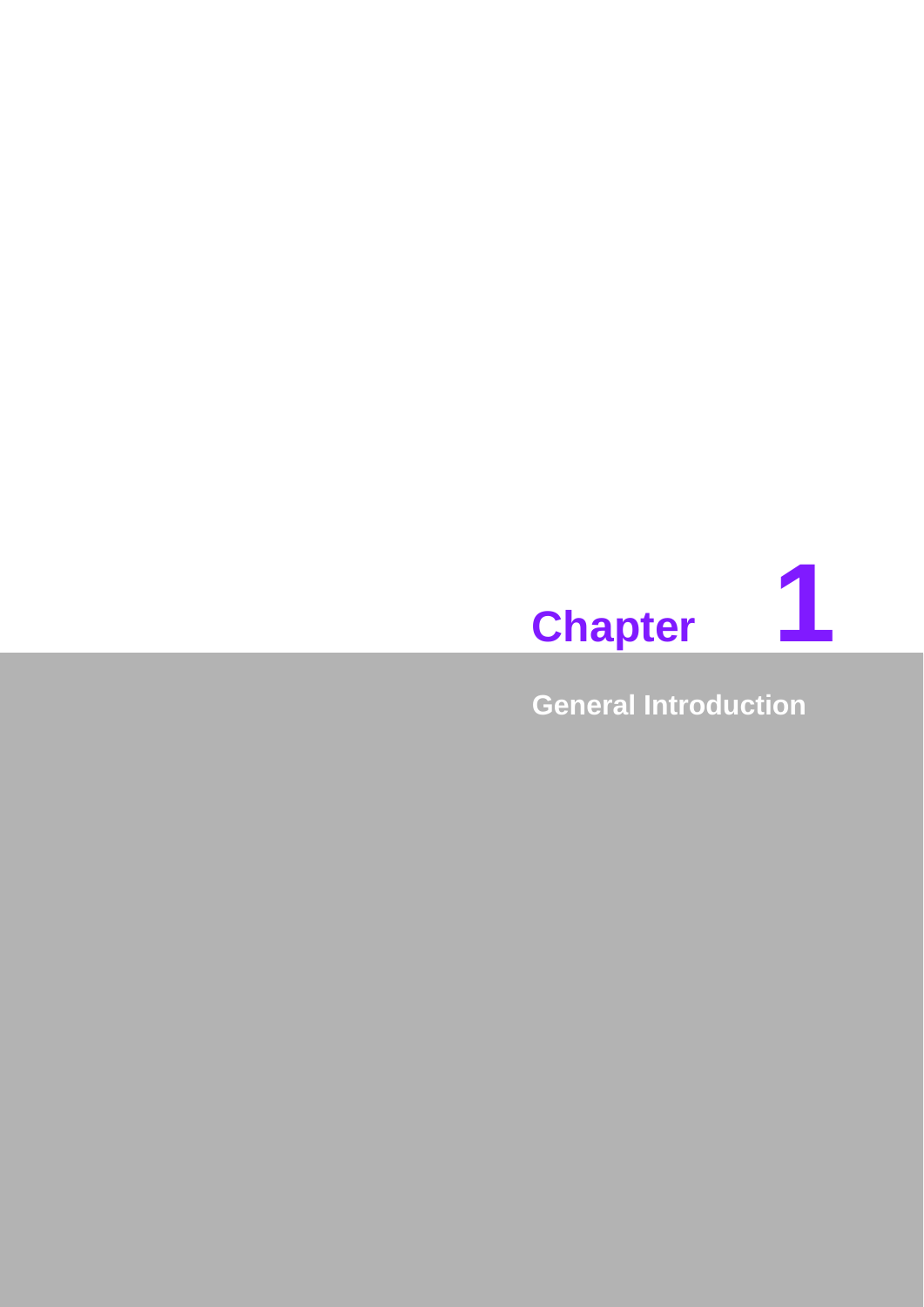# Chapter 1

## General Introduction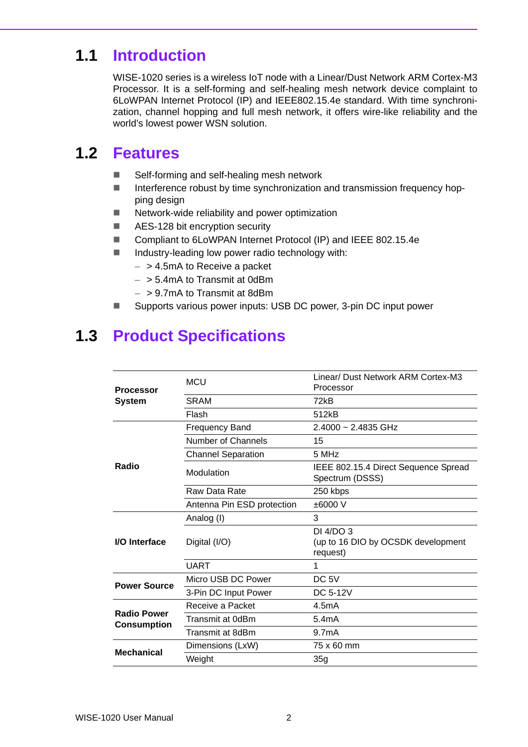## 1.1 Introduction

WISE-1020 series is a wireless IoT node with a Linear/Dust Network ARM Cortex-M3 Processor. It is a self-forming and self-healing mesh network device complaint to 6LoWPAN Internet Protocol (IP) and IEEE802.15.4e standard. With time synchronization, channel hopping and full mesh network, it offers wire-like reliability and the world's lowest power WSN solution.

## 1.2 Features

- Self-forming and self-healing mesh network
- Interference robust by time synchronization and transmission frequency hopping design
- Network-wide reliability and power optimization
- AES-128 bit encryption security
- Compliant to 6LoWPAN Internet Protocol (IP) and IEEE 802.15.4e
- Industry-leading low power radio technology with:
  - > 4.5mA to Receive a packet
  - > 5.4mA to Transmit at 0dBm
  - > 9.7mA to Transmit at 8dBm
- Supports various power inputs: USB DC power, 3-pin DC input power

## 1.3 Product Specifications

| | | |
|---|---|---|
| **Processor System** | MCU | Linear/ Dust Network ARM Cortex-M3 Processor |
| | SRAM | 72kB |
| | Flash | 512kB |
| **Radio** | Frequency Band | 2.4000 ~ 2.4835 GHz |
| | Number of Channels | 15 |
| | Channel Separation | 5 MHz |
| | Modulation | IEEE 802.15.4 Direct Sequence Spread Spectrum (DSSS) |
| | Raw Data Rate | 250 kbps |
| | Antenna Pin ESD protection | ±6000 V |
| **I/O Interface** | Analog (I) | 3 |
| | Digital (I/O) | DI 4/DO 3<br>(up to 16 DIO by OCSDK development request) |
| | UART | 1 |
| **Power Source** | Micro USB DC Power | DC 5V |
| | 3-Pin DC Input Power | DC 5-12V |
| **Radio Power Consumption** | Receive a Packet | 4.5mA |
| | Transmit at 0dBm | 5.4mA |
| | Transmit at 8dBm | 9.7mA |
| **Mechanical** | Dimensions (LxW) | 75 x 60 mm |
| | Weight | 35g |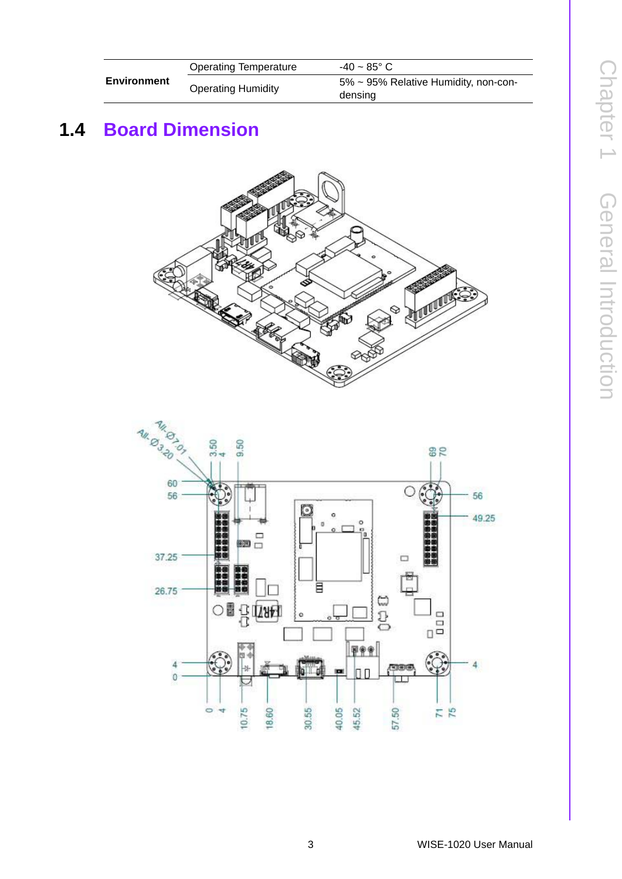| Environment | Operating Temperature | -40 ~ 85° C |
|---|---|---|
| | Operating Humidity | 5% ~ 95% Relative Humidity, non-condensing |

## 1.4 Board Dimension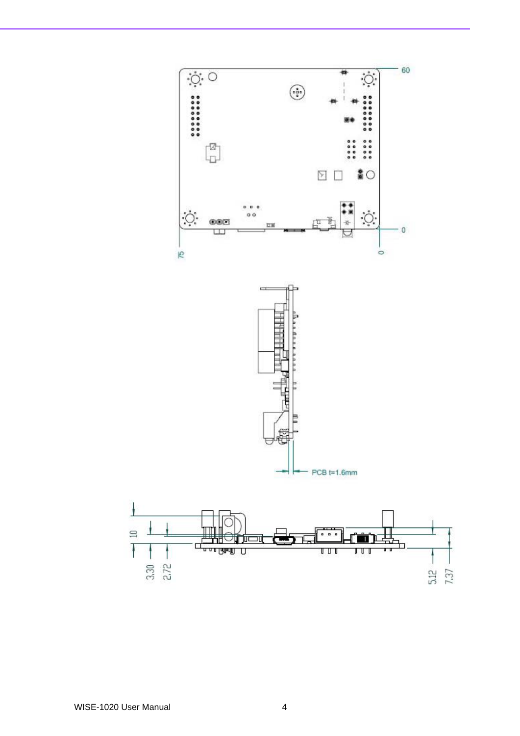60

0

75

0

PCB t=1.6mm

10

3.30

2.72

5.12

7.37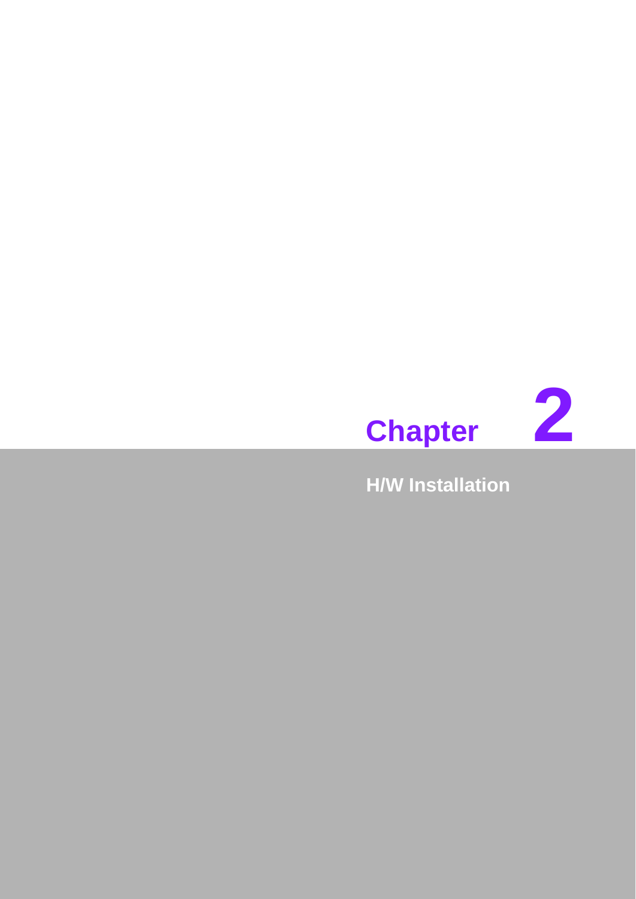# Chapter 2

## H/W Installation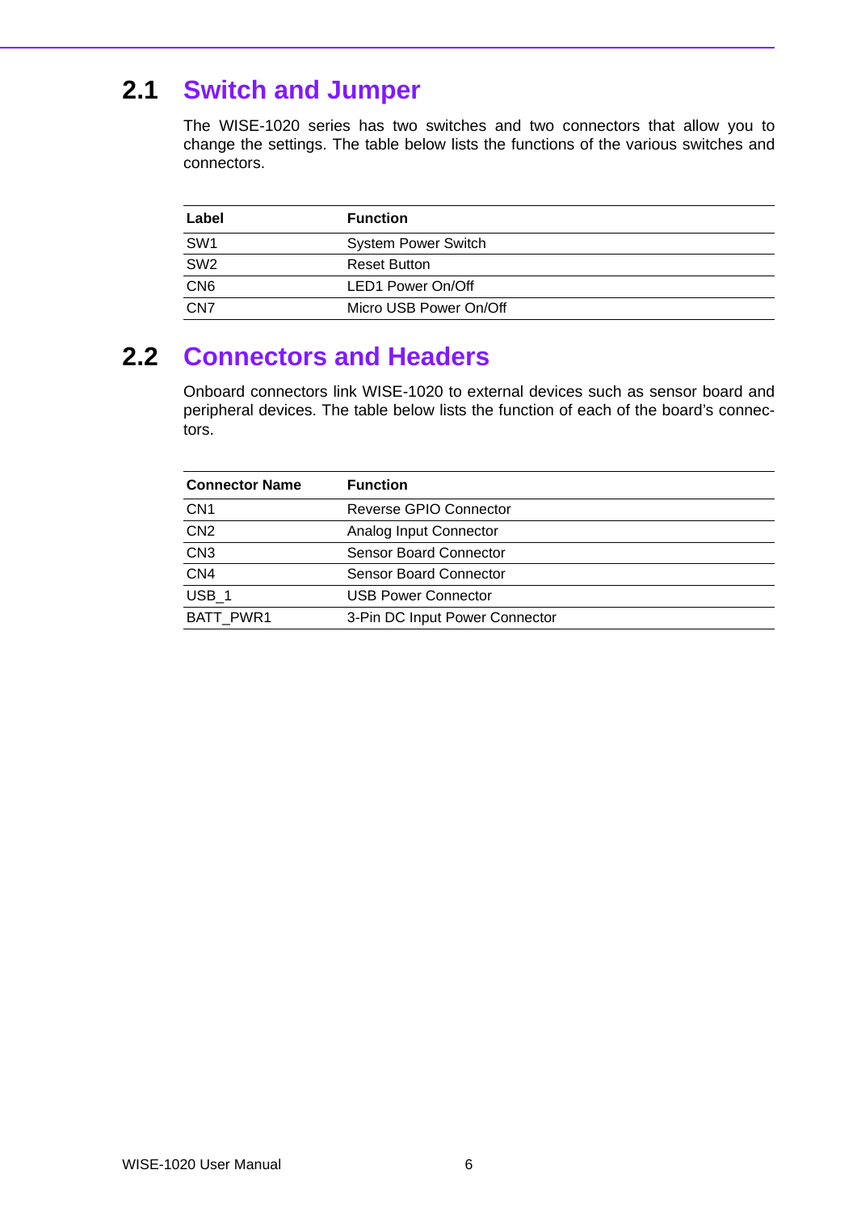## 2.1 Switch and Jumper

The WISE-1020 series has two switches and two connectors that allow you to change the settings. The table below lists the functions of the various switches and connectors.

| Label | Function |
|---|---|
| SW1 | System Power Switch |
| SW2 | Reset Button |
| CN6 | LED1 Power On/Off |
| CN7 | Micro USB Power On/Off |

## 2.2 Connectors and Headers

Onboard connectors link WISE-1020 to external devices such as sensor board and peripheral devices. The table below lists the function of each of the board's connectors.

| Connector Name | Function |
|---|---|
| CN1 | Reverse GPIO Connector |
| CN2 | Analog Input Connector |
| CN3 | Sensor Board Connector |
| CN4 | Sensor Board Connector |
| USB_1 | USB Power Connector |
| BATT_PWR1 | 3-Pin DC Input Power Connector |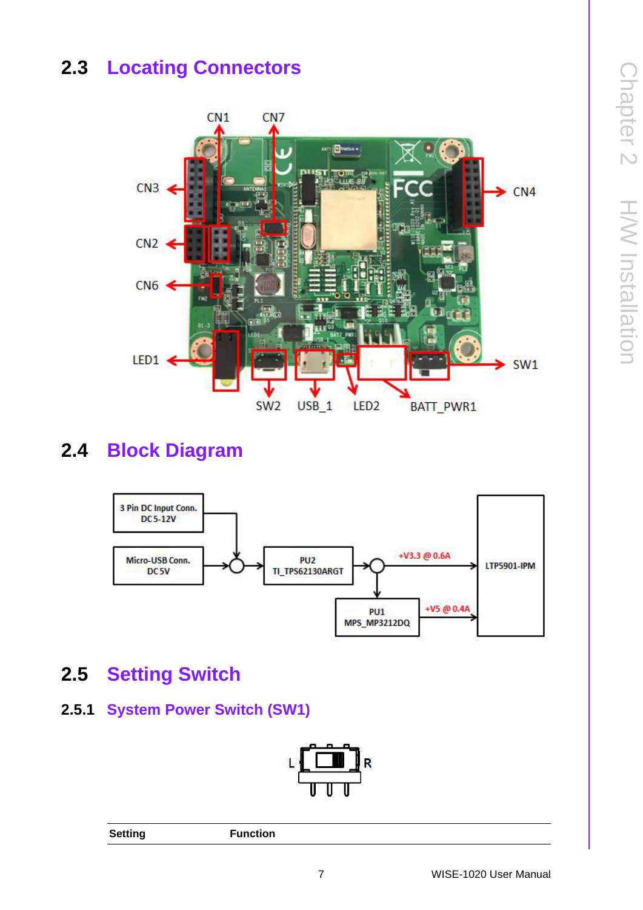## 2.3 Locating Connectors

CN1 CN7 CN3 CN4 CN2 CN6 LED1 SW1 SW2 USB_1 LED2 BATT_PWR1

## 2.4 Block Diagram

3 Pin DC Input Conn. DC 5-12V

Micro-USB Conn. DC 5V

PU2 TI_TPS62130ARGT

+V3.3 @ 0.6A

LTP5901-IPM

PU1 MPS_MP3212DQ

+V5 @ 0.4A

## 2.5 Setting Switch

### 2.5.1 System Power Switch (SW1)

L R

| Setting | Function |
|---|---|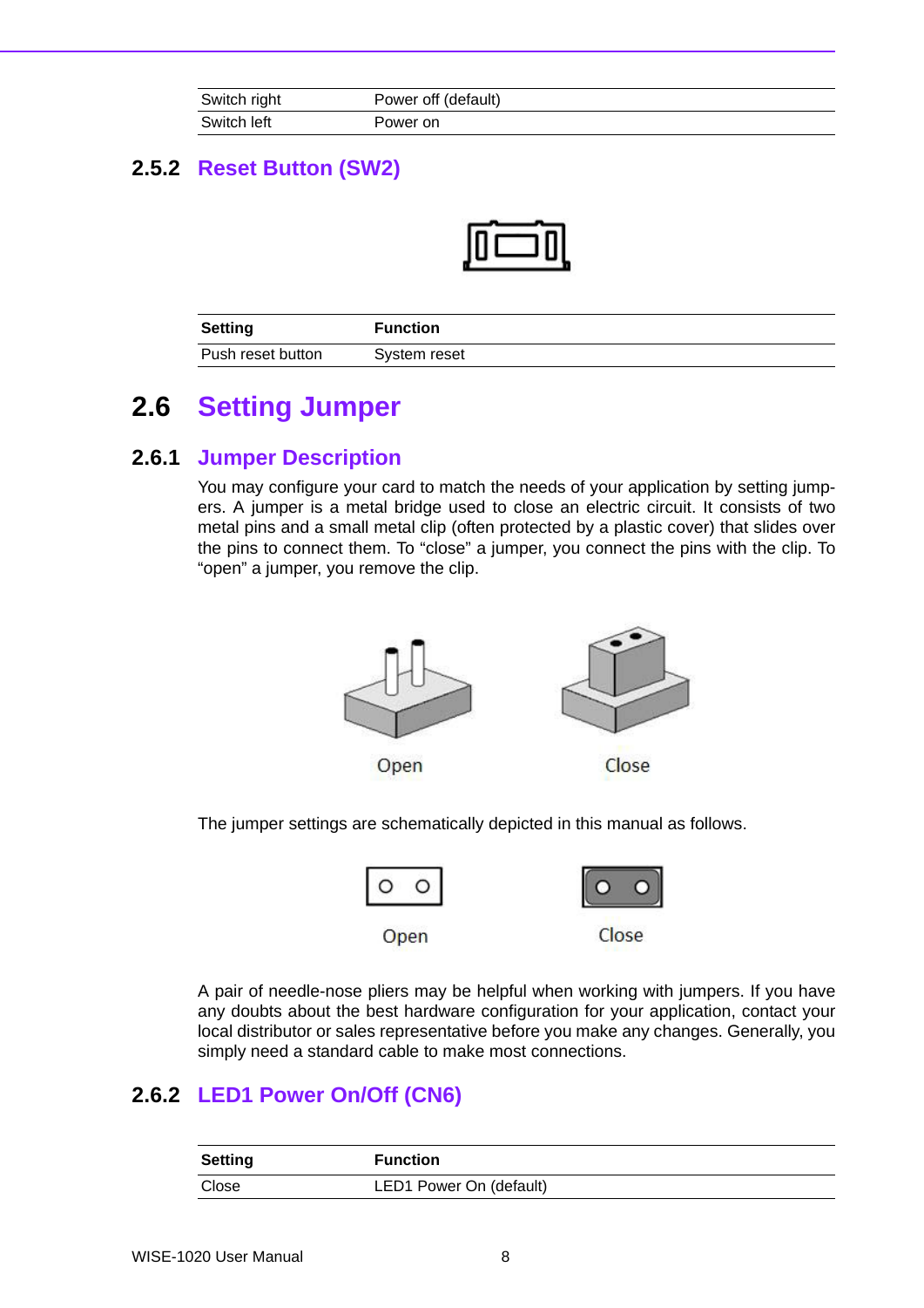| Switch right | Power off (default) |
|---|---|
| Switch left | Power on |

### 2.5.2 Reset Button (SW2)

| Setting | Function |
|---|---|
| Push reset button | System reset |

## 2.6 Setting Jumper

### 2.6.1 Jumper Description

You may configure your card to match the needs of your application by setting jumpers. A jumper is a metal bridge used to close an electric circuit. It consists of two metal pins and a small metal clip (often protected by a plastic cover) that slides over the pins to connect them. To “close” a jumper, you connect the pins with the clip. To “open” a jumper, you remove the clip.

Open Close

The jumper settings are schematically depicted in this manual as follows.

Open Close

A pair of needle-nose pliers may be helpful when working with jumpers. If you have any doubts about the best hardware configuration for your application, contact your local distributor or sales representative before you make any changes. Generally, you simply need a standard cable to make most connections.

### 2.6.2 LED1 Power On/Off (CN6)

| Setting | Function |
|---|---|
| Close | LED1 Power On (default) |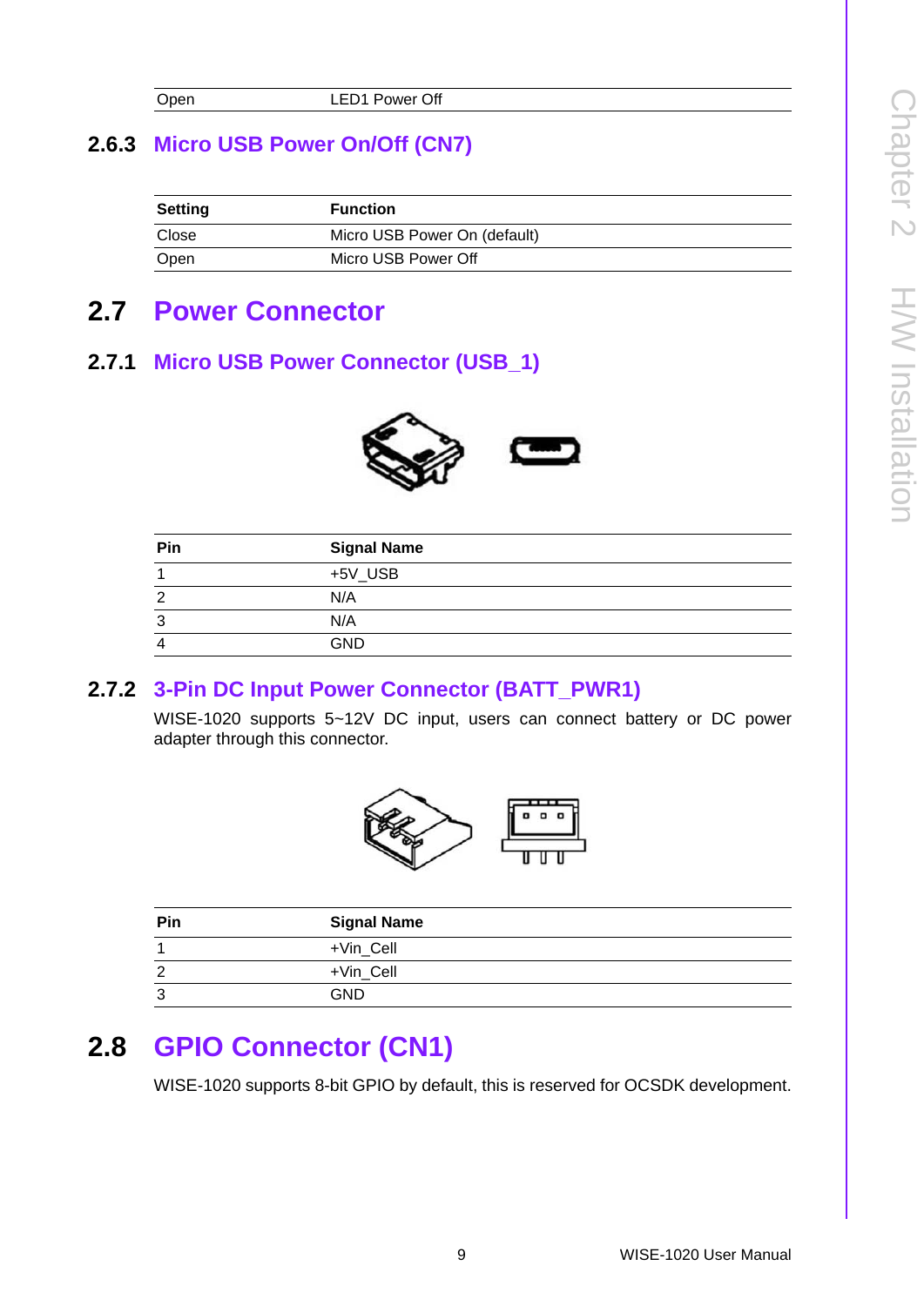| Open | LED1 Power Off |
|---|---|

### 2.6.3 Micro USB Power On/Off (CN7)

| Setting | Function |
|---|---|
| Close | Micro USB Power On (default) |
| Open | Micro USB Power Off |

## 2.7 Power Connector

### 2.7.1 Micro USB Power Connector (USB_1)

| Pin | Signal Name |
|---|---|
| 1 | +5V_USB |
| 2 | N/A |
| 3 | N/A |
| 4 | GND |

### 2.7.2 3-Pin DC Input Power Connector (BATT_PWR1)

WISE-1020 supports 5~12V DC input, users can connect battery or DC power adapter through this connector.

| Pin | Signal Name |
|---|---|
| 1 | +Vin_Cell |
| 2 | +Vin_Cell |
| 3 | GND |

## 2.8 GPIO Connector (CN1)

WISE-1020 supports 8-bit GPIO by default, this is reserved for OCSDK development.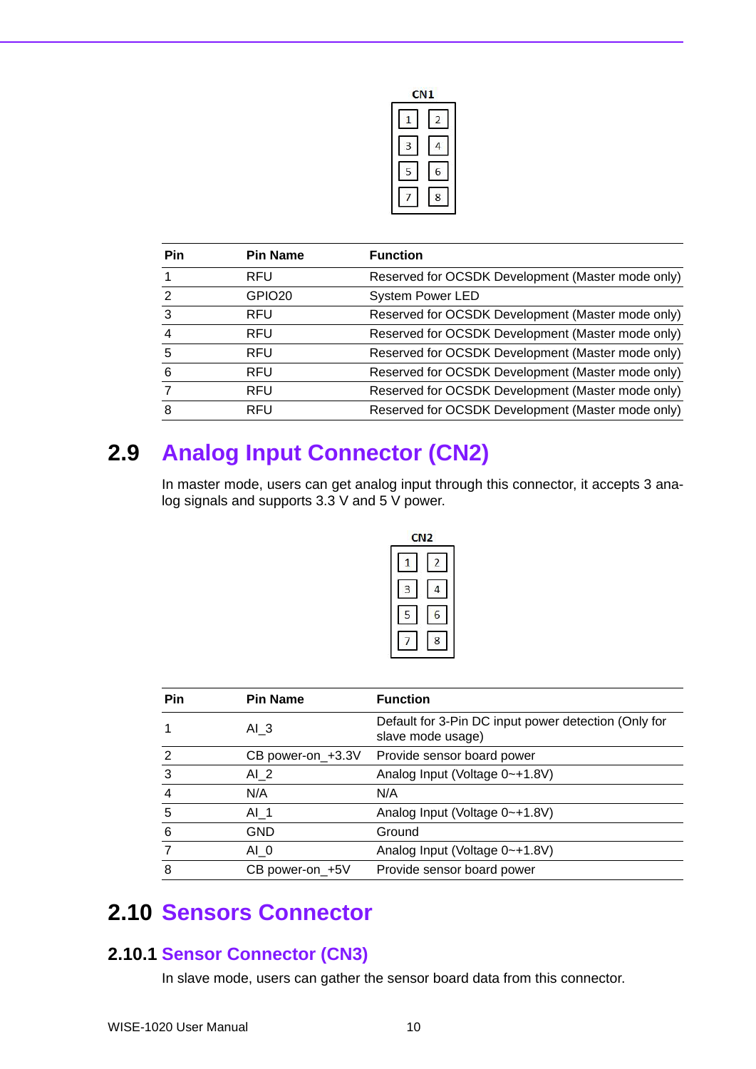CN1

| 1 | 2 |
|---|---|
| 3 | 4 |
| 5 | 6 |
| 7 | 8 |

| Pin | Pin Name | Function |
|---|---|---|
| 1 | RFU | Reserved for OCSDK Development (Master mode only) |
| 2 | GPIO20 | System Power LED |
| 3 | RFU | Reserved for OCSDK Development (Master mode only) |
| 4 | RFU | Reserved for OCSDK Development (Master mode only) |
| 5 | RFU | Reserved for OCSDK Development (Master mode only) |
| 6 | RFU | Reserved for OCSDK Development (Master mode only) |
| 7 | RFU | Reserved for OCSDK Development (Master mode only) |
| 8 | RFU | Reserved for OCSDK Development (Master mode only) |

## 2.9 Analog Input Connector (CN2)

In master mode, users can get analog input through this connector, it accepts 3 analog signals and supports 3.3 V and 5 V power.

CN2

| 1 | 2 |
|---|---|
| 3 | 4 |
| 5 | 6 |
| 7 | 8 |

| Pin | Pin Name | Function |
|---|---|---|
| 1 | AI_3 | Default for 3-Pin DC input power detection (Only for slave mode usage) |
| 2 | CB power-on_+3.3V | Provide sensor board power |
| 3 | AI_2 | Analog Input (Voltage 0~+1.8V) |
| 4 | N/A | N/A |
| 5 | AI_1 | Analog Input (Voltage 0~+1.8V) |
| 6 | GND | Ground |
| 7 | AI_0 | Analog Input (Voltage 0~+1.8V) |
| 8 | CB power-on_+5V | Provide sensor board power |

## 2.10 Sensors Connector

### 2.10.1 Sensor Connector (CN3)

In slave mode, users can gather the sensor board data from this connector.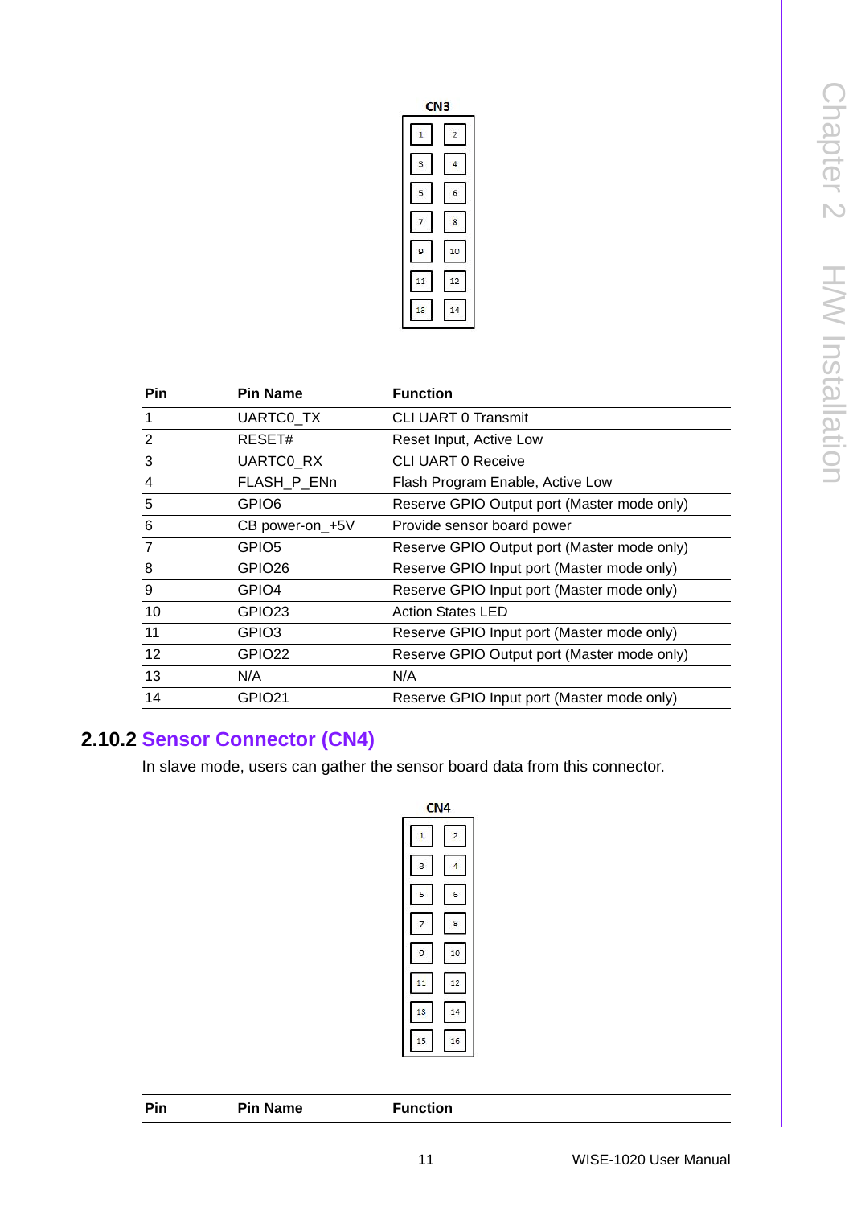CN3

| Pin | Pin Name | Function |
|---|---|---|
| 1 | UARTC0_TX | CLI UART 0 Transmit |
| 2 | RESET# | Reset Input, Active Low |
| 3 | UARTC0_RX | CLI UART 0 Receive |
| 4 | FLASH_P_ENn | Flash Program Enable, Active Low |
| 5 | GPIO6 | Reserve GPIO Output port (Master mode only) |
| 6 | CB power-on_+5V | Provide sensor board power |
| 7 | GPIO5 | Reserve GPIO Output port (Master mode only) |
| 8 | GPIO26 | Reserve GPIO Input port (Master mode only) |
| 9 | GPIO4 | Reserve GPIO Input port (Master mode only) |
| 10 | GPIO23 | Action States LED |
| 11 | GPIO3 | Reserve GPIO Input port (Master mode only) |
| 12 | GPIO22 | Reserve GPIO Output port (Master mode only) |
| 13 | N/A | N/A |
| 14 | GPIO21 | Reserve GPIO Input port (Master mode only) |

### 2.10.2 Sensor Connector (CN4)

In slave mode, users can gather the sensor board data from this connector.

CN4

| Pin | Pin Name | Function |
|---|---|---|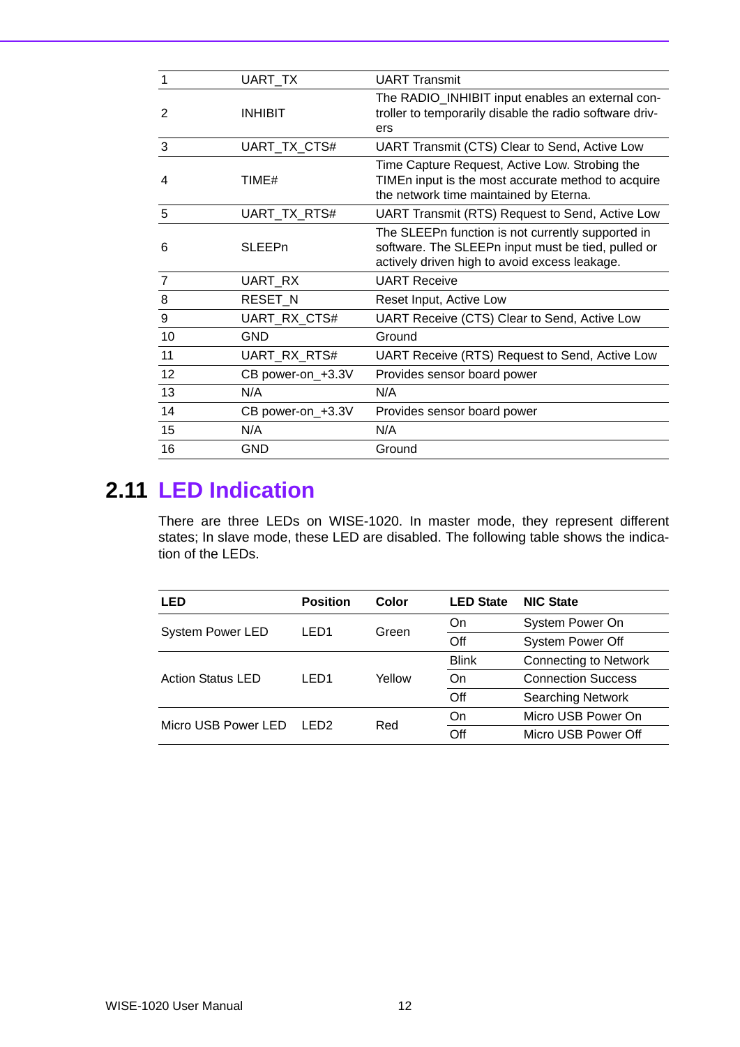| | | |
|---|---|---|
| 1 | UART_TX | UART Transmit |
| 2 | INHIBIT | The RADIO_INHIBIT input enables an external controller to temporarily disable the radio software drivers |
| 3 | UART_TX_CTS# | UART Transmit (CTS) Clear to Send, Active Low |
| 4 | TIME# | Time Capture Request, Active Low. Strobing the TIMEn input is the most accurate method to acquire the network time maintained by Eterna. |
| 5 | UART_TX_RTS# | UART Transmit (RTS) Request to Send, Active Low |
| 6 | SLEEPn | The SLEEPn function is not currently supported in software. The SLEEPn input must be tied, pulled or actively driven high to avoid excess leakage. |
| 7 | UART_RX | UART Receive |
| 8 | RESET_N | Reset Input, Active Low |
| 9 | UART_RX_CTS# | UART Receive (CTS) Clear to Send, Active Low |
| 10 | GND | Ground |
| 11 | UART_RX_RTS# | UART Receive (RTS) Request to Send, Active Low |
| 12 | CB power-on_+3.3V | Provides sensor board power |
| 13 | N/A | N/A |
| 14 | CB power-on_+3.3V | Provides sensor board power |
| 15 | N/A | N/A |
| 16 | GND | Ground |

## 2.11 LED Indication

There are three LEDs on WISE-1020. In master mode, they represent different states; In slave mode, these LED are disabled. The following table shows the indication of the LEDs.

| LED | Position | Color | LED State | NIC State |
|---|---|---|---|---|
| System Power LED | LED1 | Green | On | System Power On |
| | | | Off | System Power Off |
| Action Status LED | LED1 | Yellow | Blink | Connecting to Network |
| | | | On | Connection Success |
| | | | Off | Searching Network |
| Micro USB Power LED | LED2 | Red | On | Micro USB Power On |
| | | | Off | Micro USB Power Off |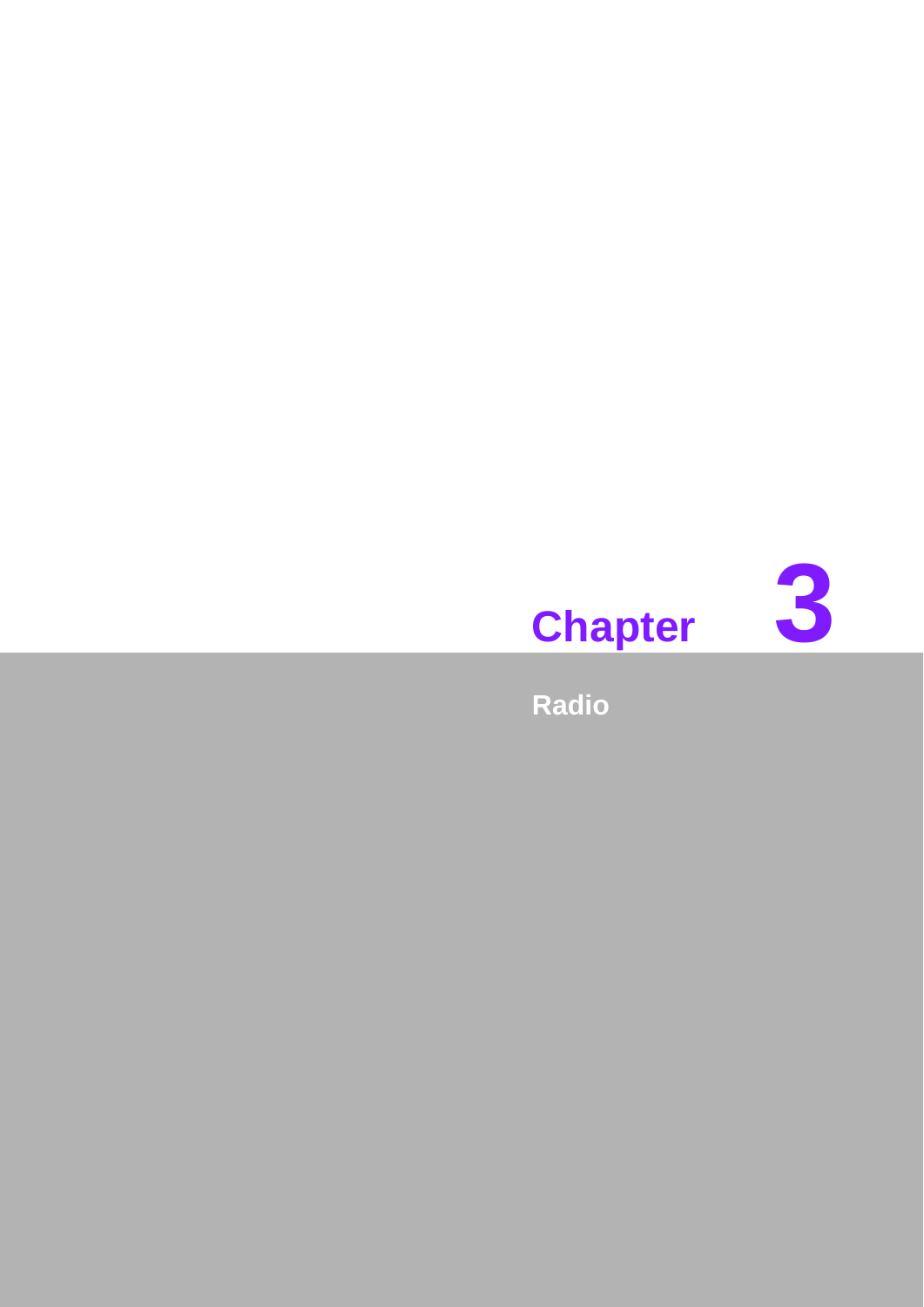# Chapter 3

## Radio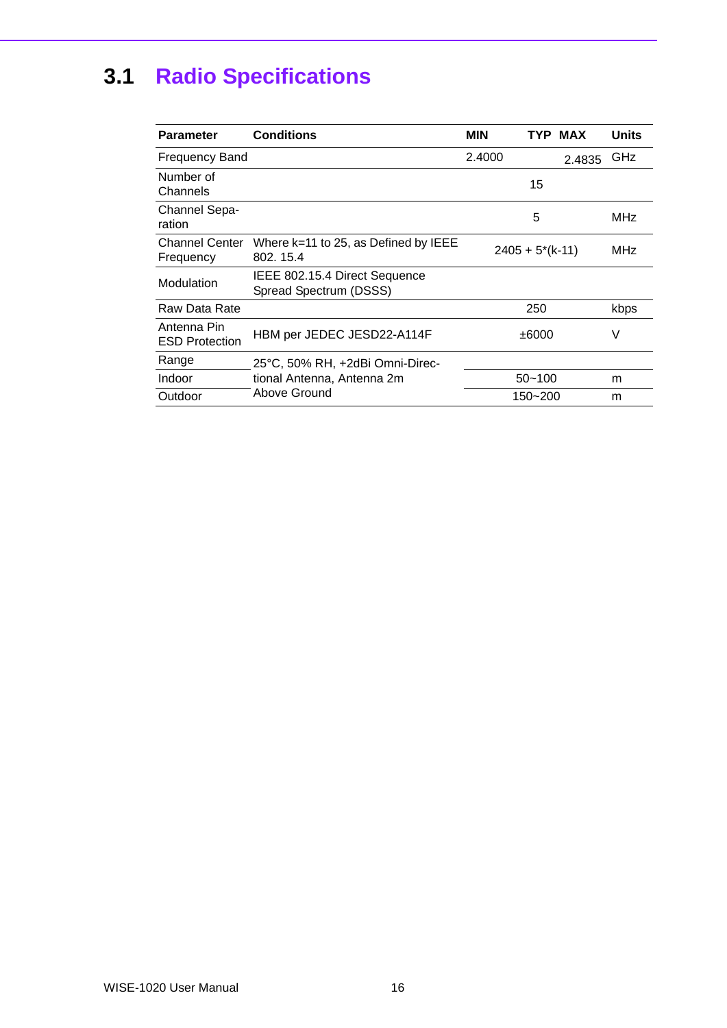## 3.1 Radio Specifications

| Parameter | Conditions | MIN | TYP | MAX | Units |
|---|---|---|---|---|---|
| Frequency Band | | 2.4000 | | 2.4835 | GHz |
| Number of Channels | | | 15 | | |
| Channel Separation | | | 5 | | MHz |
| Channel Center Frequency | Where k=11 to 25, as Defined by IEEE 802. 15.4 | | 2405 + 5*(k-11) | | MHz |
| Modulation | IEEE 802.15.4 Direct Sequence Spread Spectrum (DSSS) | | | | |
| Raw Data Rate | | | 250 | | kbps |
| Antenna Pin ESD Protection | HBM per JEDEC JESD22-A114F | | ±6000 | | V |
| Range | 25°C, 50% RH, +2dBi Omni-Directional Antenna, Antenna 2m Above Ground | | | | |
| Indoor | | | 50~100 | | m |
| Outdoor | | | 150~200 | | m |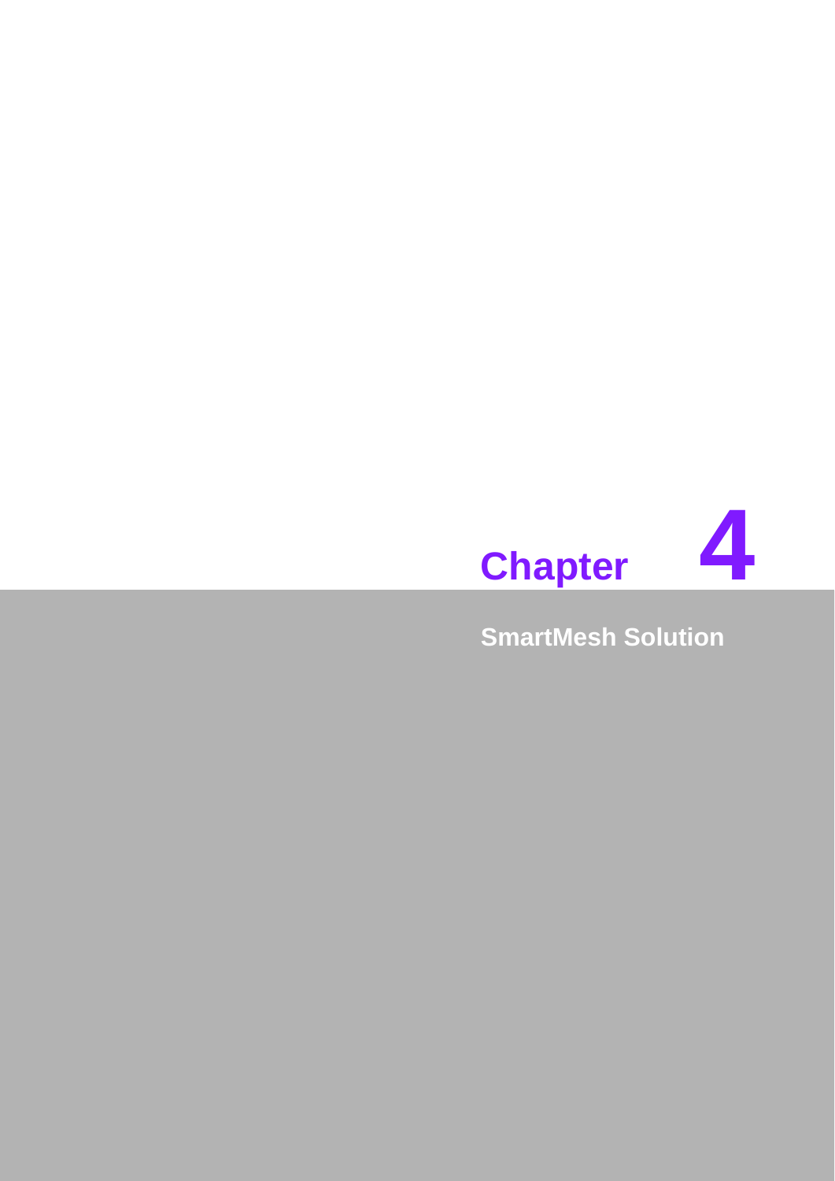# Chapter 4

## SmartMesh Solution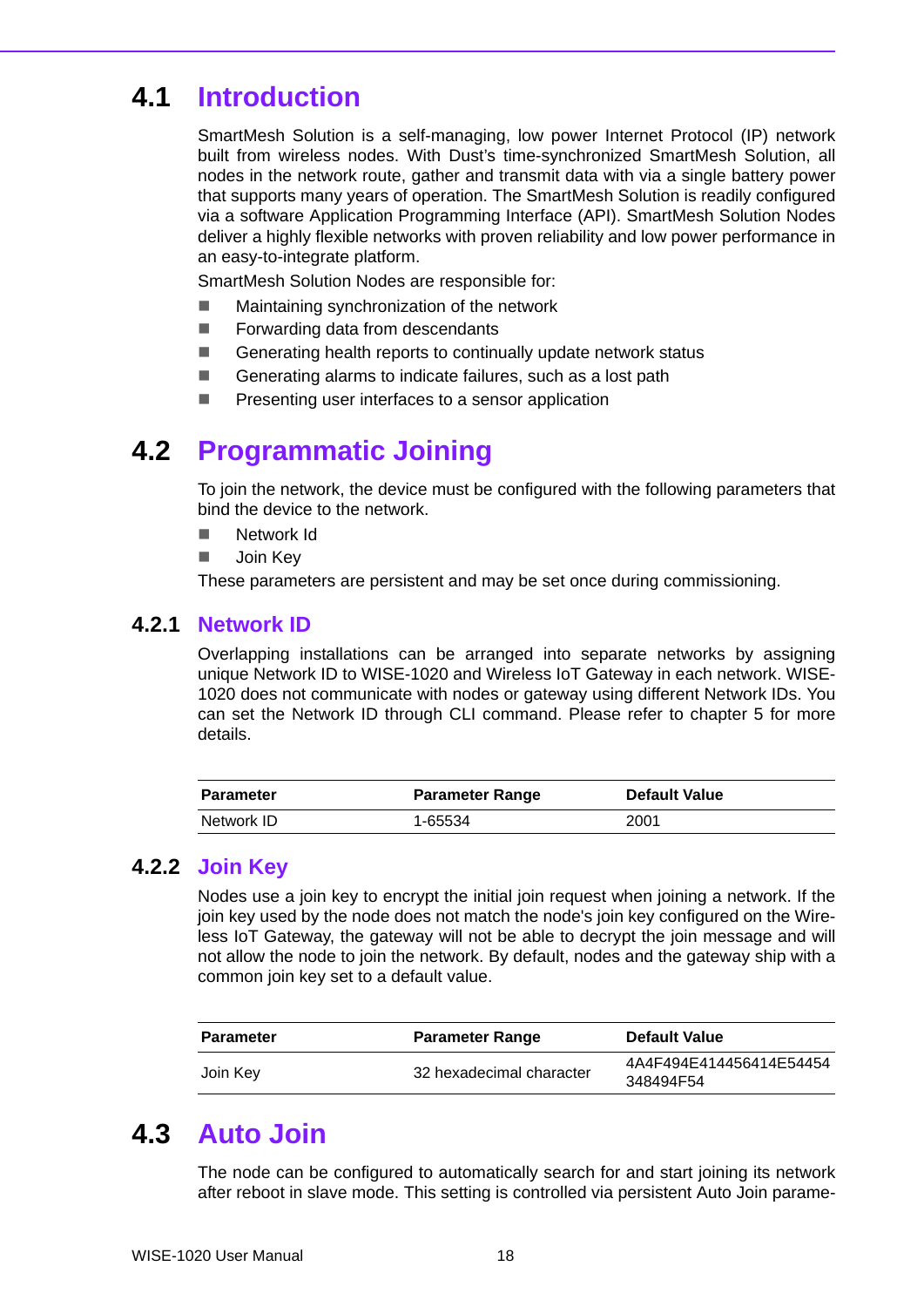## 4.1 Introduction

SmartMesh Solution is a self-managing, low power Internet Protocol (IP) network built from wireless nodes. With Dust's time-synchronized SmartMesh Solution, all nodes in the network route, gather and transmit data with via a single battery power that supports many years of operation. The SmartMesh Solution is readily configured via a software Application Programming Interface (API). SmartMesh Solution Nodes deliver a highly flexible networks with proven reliability and low power performance in an easy-to-integrate platform.

SmartMesh Solution Nodes are responsible for:

- Maintaining synchronization of the network
- Forwarding data from descendants
- Generating health reports to continually update network status
- Generating alarms to indicate failures, such as a lost path
- Presenting user interfaces to a sensor application

## 4.2 Programmatic Joining

To join the network, the device must be configured with the following parameters that bind the device to the network.

- Network Id
- Join Key

These parameters are persistent and may be set once during commissioning.

### 4.2.1 Network ID

Overlapping installations can be arranged into separate networks by assigning unique Network ID to WISE-1020 and Wireless IoT Gateway in each network. WISE-1020 does not communicate with nodes or gateway using different Network IDs. You can set the Network ID through CLI command. Please refer to chapter 5 for more details.

| Parameter | Parameter Range | Default Value |
|---|---|---|
| Network ID | 1-65534 | 2001 |

### 4.2.2 Join Key

Nodes use a join key to encrypt the initial join request when joining a network. If the join key used by the node does not match the node's join key configured on the Wireless IoT Gateway, the gateway will not be able to decrypt the join message and will not allow the node to join the network. By default, nodes and the gateway ship with a common join key set to a default value.

| Parameter | Parameter Range | Default Value |
|---|---|---|
| Join Key | 32 hexadecimal character | 4A4F494E414456414E54454348494F54 |

## 4.3 Auto Join

The node can be configured to automatically search for and start joining its network after reboot in slave mode. This setting is controlled via persistent Auto Join parame-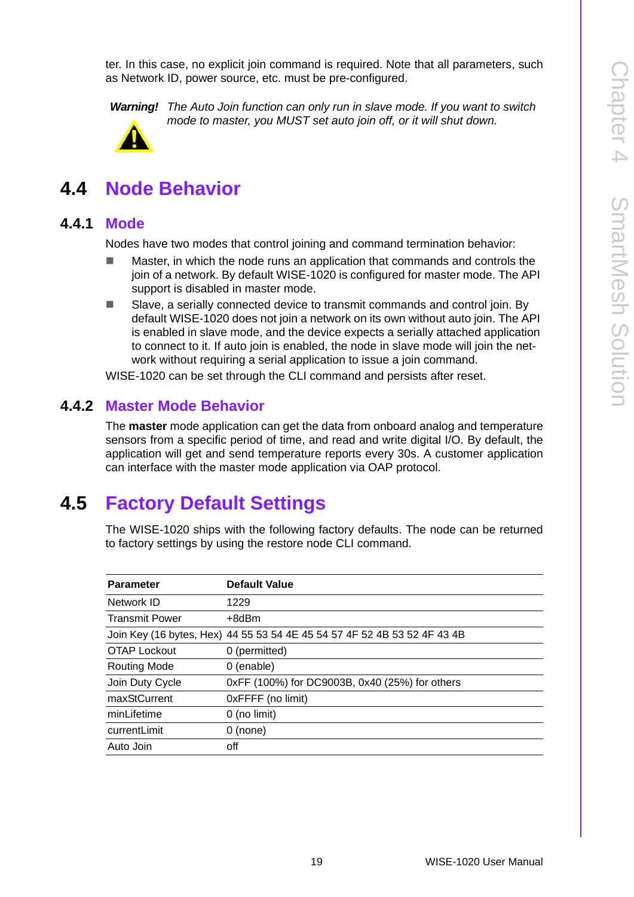ter. In this case, no explicit join command is required. Note that all parameters, such as Network ID, power source, etc. must be pre-configured.

***Warning!*** *The Auto Join function can only run in slave mode. If you want to switch mode to master, you MUST set auto join off, or it will shut down.*

## 4.4 Node Behavior

### 4.4.1 Mode

Nodes have two modes that control joining and command termination behavior:

- Master, in which the node runs an application that commands and controls the join of a network. By default WISE-1020 is configured for master mode. The API support is disabled in master mode.
- Slave, a serially connected device to transmit commands and control join. By default WISE-1020 does not join a network on its own without auto join. The API is enabled in slave mode, and the device expects a serially attached application to connect to it. If auto join is enabled, the node in slave mode will join the network without requiring a serial application to issue a join command.

WISE-1020 can be set through the CLI command and persists after reset.

### 4.4.2 Master Mode Behavior

The **master** mode application can get the data from onboard analog and temperature sensors from a specific period of time, and read and write digital I/O. By default, the application will get and send temperature reports every 30s. A customer application can interface with the master mode application via OAP protocol.

## 4.5 Factory Default Settings

The WISE-1020 ships with the following factory defaults. The node can be returned to factory settings by using the restore node CLI command.

| Parameter | Default Value |
|---|---|
| Network ID | 1229 |
| Transmit Power | +8dBm |
| Join Key (16 bytes, Hex) | 44 55 53 54 4E 45 54 57 4F 52 4B 53 52 4F 43 4B |
| OTAP Lockout | 0 (permitted) |
| Routing Mode | 0 (enable) |
| Join Duty Cycle | 0xFF (100%) for DC9003B, 0x40 (25%) for others |
| maxStCurrent | 0xFFFF (no limit) |
| minLifetime | 0 (no limit) |
| currentLimit | 0 (none) |
| Auto Join | off |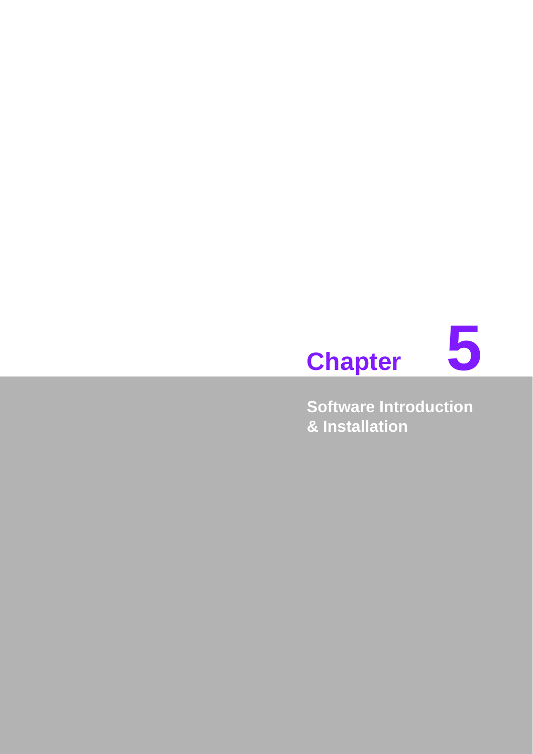# Chapter 5

## Software Introduction & Installation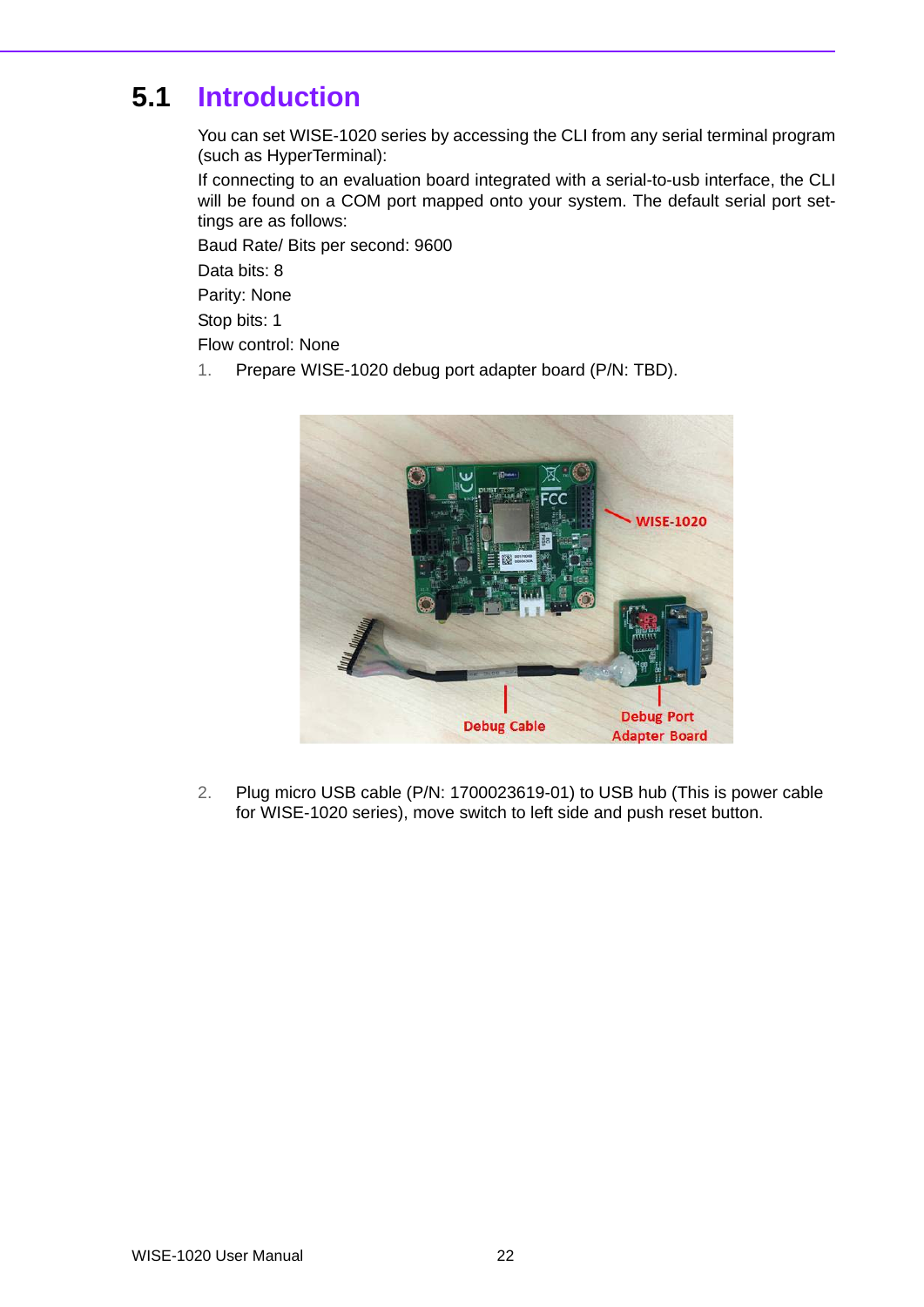## 5.1 Introduction

You can set WISE-1020 series by accessing the CLI from any serial terminal program (such as HyperTerminal):

If connecting to an evaluation board integrated with a serial-to-usb interface, the CLI will be found on a COM port mapped onto your system. The default serial port settings are as follows:

Baud Rate/ Bits per second: 9600

Data bits: 8

Parity: None

Stop bits: 1

Flow control: None

1. Prepare WISE-1020 debug port adapter board (P/N: TBD).

2. Plug micro USB cable (P/N: 1700023619-01) to USB hub (This is power cable for WISE-1020 series), move switch to left side and push reset button.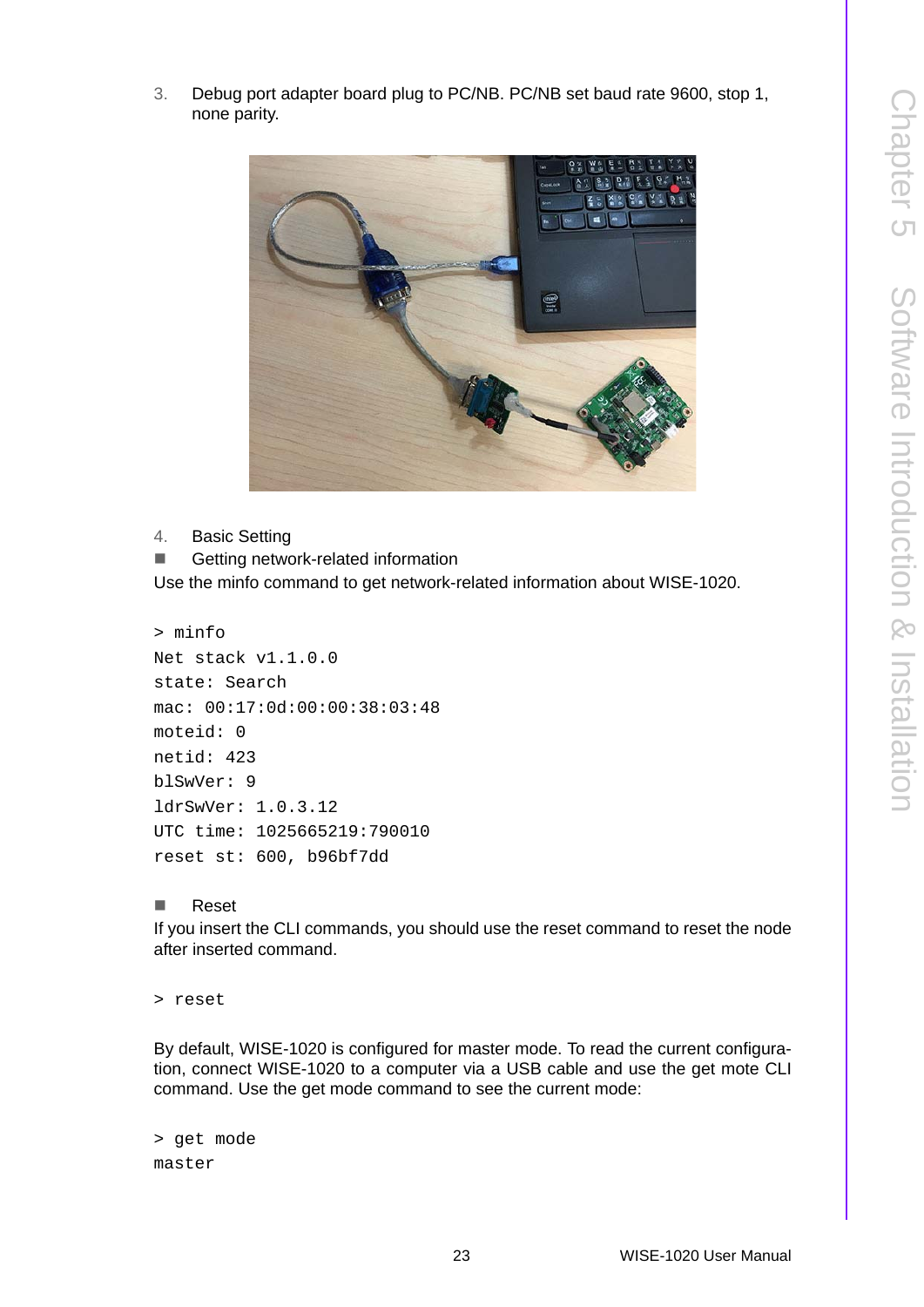3. Debug port adapter board plug to PC/NB. PC/NB set baud rate 9600, stop 1, none parity.

4. Basic Setting

- Getting network-related information

Use the minfo command to get network-related information about WISE-1020.

```
> minfo
Net stack v1.1.0.0
state: Search
mac: 00:17:0d:00:00:38:03:48
moteid: 0
netid: 423
blSwVer: 9
ldrSwVer: 1.0.3.12
UTC time: 1025665219:790010
reset st: 600, b96bf7dd
```

- Reset

If you insert the CLI commands, you should use the reset command to reset the node after inserted command.

```
> reset
```

By default, WISE-1020 is configured for master mode. To read the current configuration, connect WISE-1020 to a computer via a USB cable and use the get mote CLI command. Use the get mode command to see the current mode:

```
> get mode
master
```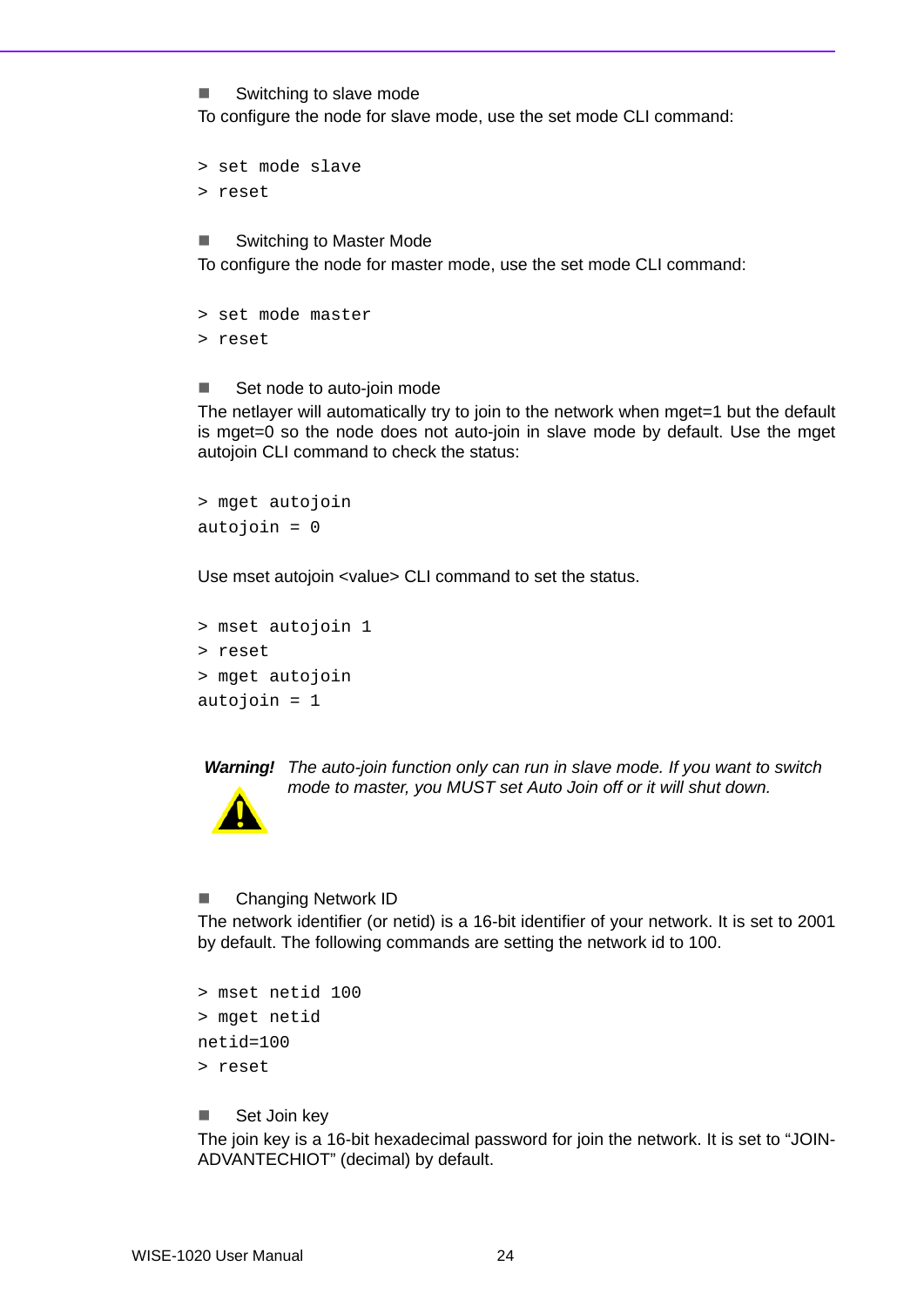- Switching to slave mode

To configure the node for slave mode, use the set mode CLI command:

```
> set mode slave
> reset
```

- Switching to Master Mode

To configure the node for master mode, use the set mode CLI command:

```
> set mode master
> reset
```

- Set node to auto-join mode

The netlayer will automatically try to join to the network when mget=1 but the default is mget=0 so the node does not auto-join in slave mode by default. Use the mget autojoin CLI command to check the status:

```
> mget autojoin
autojoin = 0
```

Use mset autojoin <value> CLI command to set the status.

```
> mset autojoin 1
> reset
> mget autojoin
autojoin = 1
```

**Warning!** *The auto-join function only can run in slave mode. If you want to switch mode to master, you MUST set Auto Join off or it will shut down.*

- Changing Network ID

The network identifier (or netid) is a 16-bit identifier of your network. It is set to 2001 by default. The following commands are setting the network id to 100.

```
> mset netid 100
> mget netid
netid=100
> reset
```

- Set Join key

The join key is a 16-bit hexadecimal password for join the network. It is set to “JOIN-ADVANTECHIOT” (decimal) by default.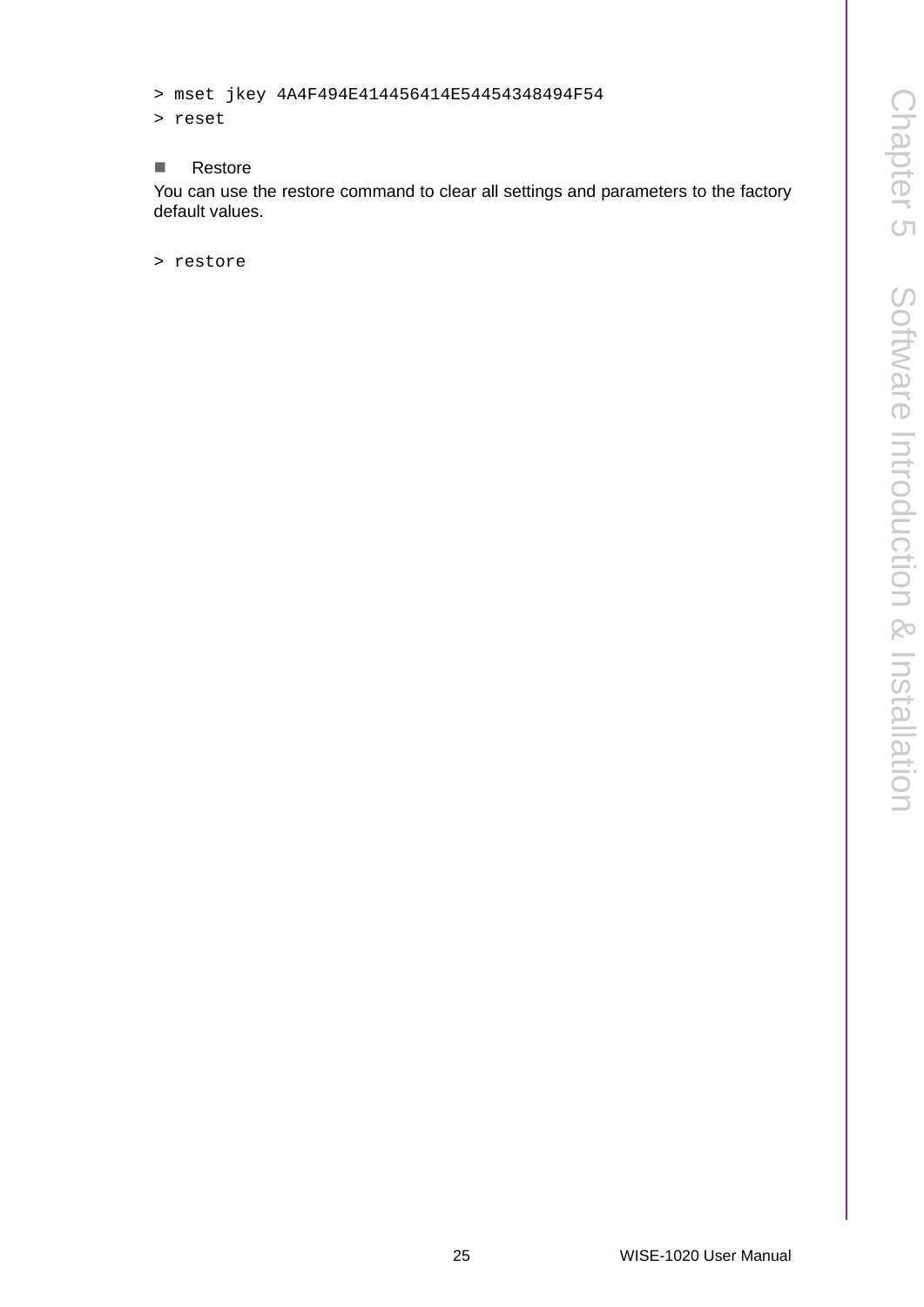```
> mset jkey 4A4F494E414456414E54454348494F54
> reset
```

- Restore

You can use the restore command to clear all settings and parameters to the factory default values.

```
> restore
```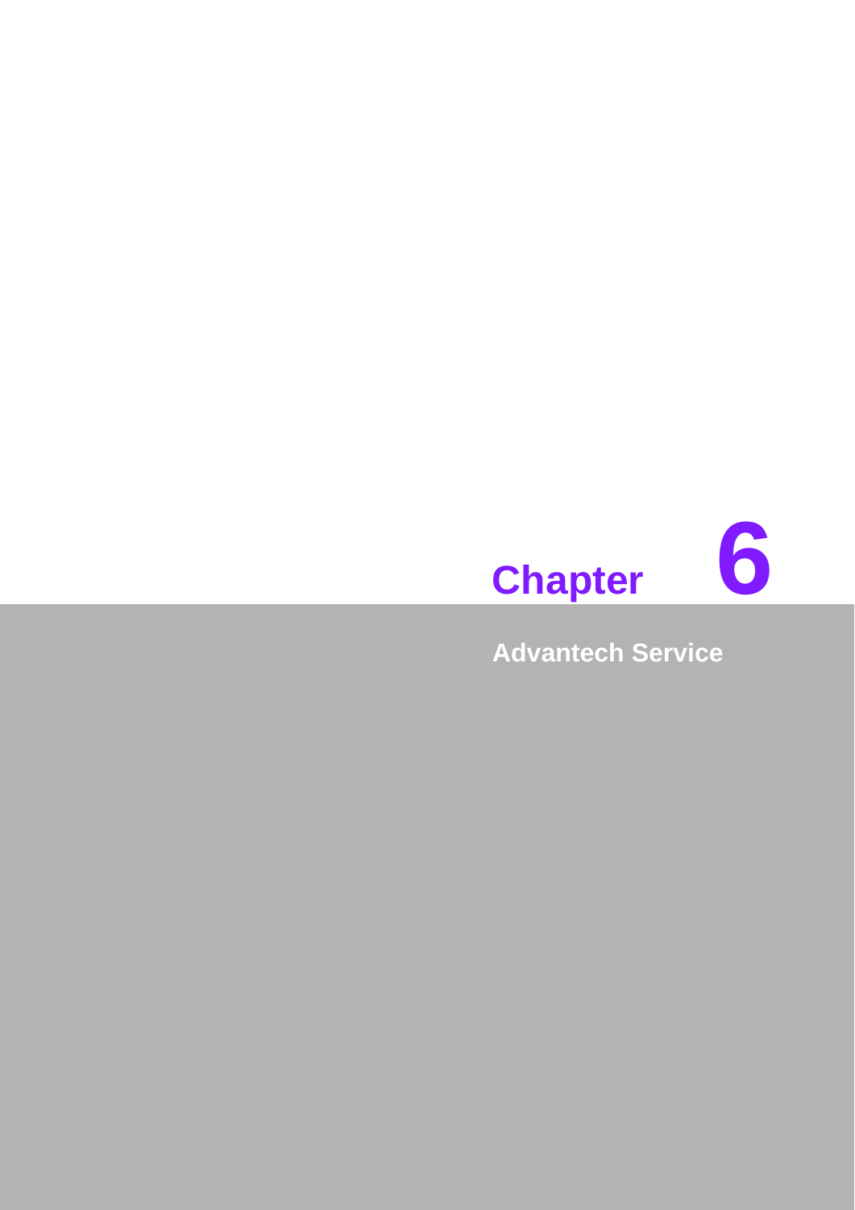# Chapter 6

## Advantech Service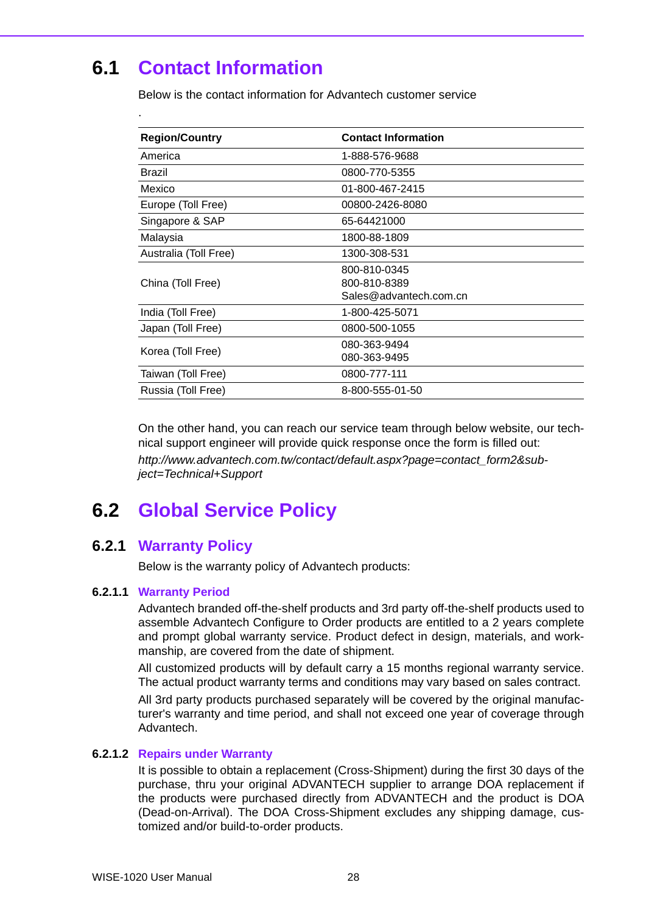## 6.1 Contact Information

Below is the contact information for Advantech customer service

.

| Region/Country | Contact Information |
|---|---|
| America | 1-888-576-9688 |
| Brazil | 0800-770-5355 |
| Mexico | 01-800-467-2415 |
| Europe (Toll Free) | 00800-2426-8080 |
| Singapore & SAP | 65-64421000 |
| Malaysia | 1800-88-1809 |
| Australia (Toll Free) | 1300-308-531 |
| China (Toll Free) | 800-810-0345<br>800-810-8389<br>Sales@advantech.com.cn |
| India (Toll Free) | 1-800-425-5071 |
| Japan (Toll Free) | 0800-500-1055 |
| Korea (Toll Free) | 080-363-9494<br>080-363-9495 |
| Taiwan (Toll Free) | 0800-777-111 |
| Russia (Toll Free) | 8-800-555-01-50 |

On the other hand, you can reach our service team through below website, our technical support engineer will provide quick response once the form is filled out:

*http://www.advantech.com.tw/contact/default.aspx?page=contact_form2&subject=Technical+Support*

## 6.2 Global Service Policy

### 6.2.1 Warranty Policy

Below is the warranty policy of Advantech products:

#### 6.2.1.1 Warranty Period

Advantech branded off-the-shelf products and 3rd party off-the-shelf products used to assemble Advantech Configure to Order products are entitled to a 2 years complete and prompt global warranty service. Product defect in design, materials, and workmanship, are covered from the date of shipment.

All customized products will by default carry a 15 months regional warranty service. The actual product warranty terms and conditions may vary based on sales contract.

All 3rd party products purchased separately will be covered by the original manufacturer's warranty and time period, and shall not exceed one year of coverage through Advantech.

#### 6.2.1.2 Repairs under Warranty

It is possible to obtain a replacement (Cross-Shipment) during the first 30 days of the purchase, thru your original ADVANTECH supplier to arrange DOA replacement if the products were purchased directly from ADVANTECH and the product is DOA (Dead-on-Arrival). The DOA Cross-Shipment excludes any shipping damage, customized and/or build-to-order products.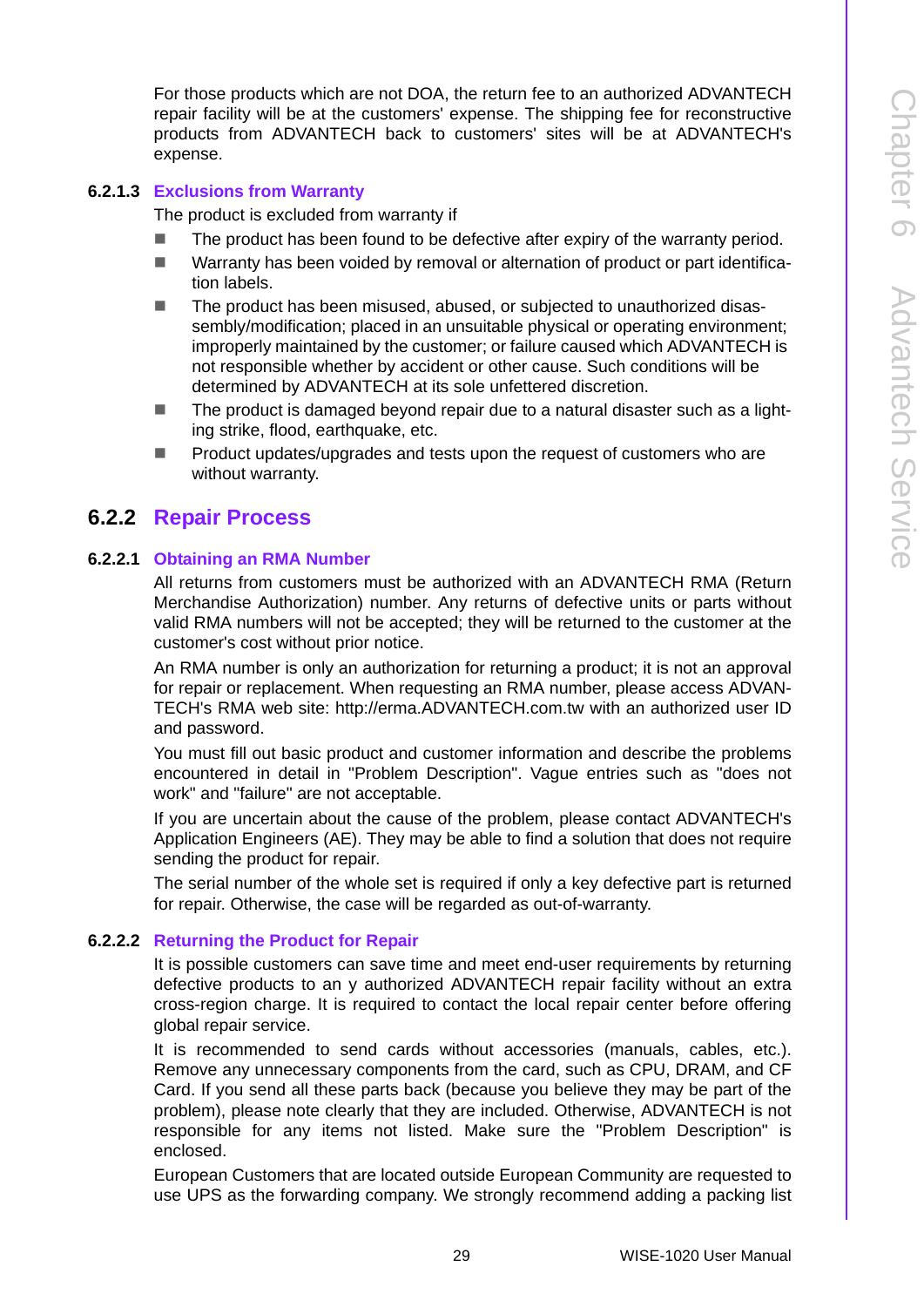For those products which are not DOA, the return fee to an authorized ADVANTECH repair facility will be at the customers' expense. The shipping fee for reconstructive products from ADVANTECH back to customers' sites will be at ADVANTECH's expense.

#### 6.2.1.3 Exclusions from Warranty

The product is excluded from warranty if

- The product has been found to be defective after expiry of the warranty period.
- Warranty has been voided by removal or alternation of product or part identification labels.
- The product has been misused, abused, or subjected to unauthorized disassembly/modification; placed in an unsuitable physical or operating environment; improperly maintained by the customer; or failure caused which ADVANTECH is not responsible whether by accident or other cause. Such conditions will be determined by ADVANTECH at its sole unfettered discretion.
- The product is damaged beyond repair due to a natural disaster such as a lighting strike, flood, earthquake, etc.
- Product updates/upgrades and tests upon the request of customers who are without warranty.

### 6.2.2 Repair Process

#### 6.2.2.1 Obtaining an RMA Number

All returns from customers must be authorized with an ADVANTECH RMA (Return Merchandise Authorization) number. Any returns of defective units or parts without valid RMA numbers will not be accepted; they will be returned to the customer at the customer's cost without prior notice.

An RMA number is only an authorization for returning a product; it is not an approval for repair or replacement. When requesting an RMA number, please access ADVANTECH's RMA web site: http://erma.ADVANTECH.com.tw with an authorized user ID and password.

You must fill out basic product and customer information and describe the problems encountered in detail in "Problem Description". Vague entries such as "does not work" and "failure" are not acceptable.

If you are uncertain about the cause of the problem, please contact ADVANTECH's Application Engineers (AE). They may be able to find a solution that does not require sending the product for repair.

The serial number of the whole set is required if only a key defective part is returned for repair. Otherwise, the case will be regarded as out-of-warranty.

#### 6.2.2.2 Returning the Product for Repair

It is possible customers can save time and meet end-user requirements by returning defective products to an y authorized ADVANTECH repair facility without an extra cross-region charge. It is required to contact the local repair center before offering global repair service.

It is recommended to send cards without accessories (manuals, cables, etc.). Remove any unnecessary components from the card, such as CPU, DRAM, and CF Card. If you send all these parts back (because you believe they may be part of the problem), please note clearly that they are included. Otherwise, ADVANTECH is not responsible for any items not listed. Make sure the "Problem Description" is enclosed.

European Customers that are located outside European Community are requested to use UPS as the forwarding company. We strongly recommend adding a packing list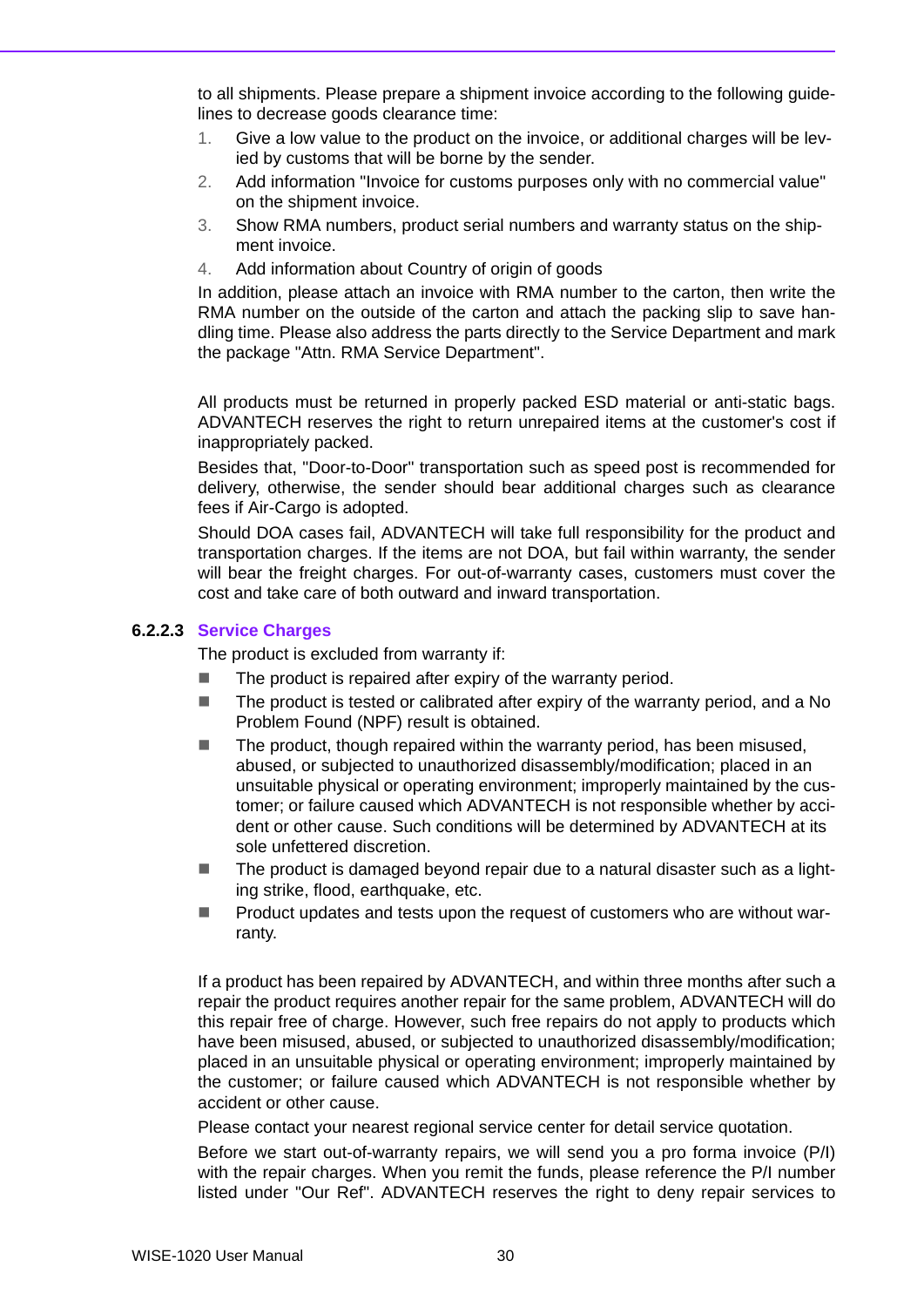to all shipments. Please prepare a shipment invoice according to the following guidelines to decrease goods clearance time:

1. Give a low value to the product on the invoice, or additional charges will be levied by customs that will be borne by the sender.
2. Add information "Invoice for customs purposes only with no commercial value" on the shipment invoice.
3. Show RMA numbers, product serial numbers and warranty status on the shipment invoice.
4. Add information about Country of origin of goods

In addition, please attach an invoice with RMA number to the carton, then write the RMA number on the outside of the carton and attach the packing slip to save handling time. Please also address the parts directly to the Service Department and mark the package "Attn. RMA Service Department".

All products must be returned in properly packed ESD material or anti-static bags. ADVANTECH reserves the right to return unrepaired items at the customer's cost if inappropriately packed.

Besides that, "Door-to-Door" transportation such as speed post is recommended for delivery, otherwise, the sender should bear additional charges such as clearance fees if Air-Cargo is adopted.

Should DOA cases fail, ADVANTECH will take full responsibility for the product and transportation charges. If the items are not DOA, but fail within warranty, the sender will bear the freight charges. For out-of-warranty cases, customers must cover the cost and take care of both outward and inward transportation.

#### 6.2.2.3 Service Charges

The product is excluded from warranty if:

- The product is repaired after expiry of the warranty period.
- The product is tested or calibrated after expiry of the warranty period, and a No Problem Found (NPF) result is obtained.
- The product, though repaired within the warranty period, has been misused, abused, or subjected to unauthorized disassembly/modification; placed in an unsuitable physical or operating environment; improperly maintained by the customer; or failure caused which ADVANTECH is not responsible whether by accident or other cause. Such conditions will be determined by ADVANTECH at its sole unfettered discretion.
- The product is damaged beyond repair due to a natural disaster such as a lighting strike, flood, earthquake, etc.
- Product updates and tests upon the request of customers who are without warranty.

If a product has been repaired by ADVANTECH, and within three months after such a repair the product requires another repair for the same problem, ADVANTECH will do this repair free of charge. However, such free repairs do not apply to products which have been misused, abused, or subjected to unauthorized disassembly/modification; placed in an unsuitable physical or operating environment; improperly maintained by the customer; or failure caused which ADVANTECH is not responsible whether by accident or other cause.

Please contact your nearest regional service center for detail service quotation.

Before we start out-of-warranty repairs, we will send you a pro forma invoice (P/I) with the repair charges. When you remit the funds, please reference the P/I number listed under "Our Ref". ADVANTECH reserves the right to deny repair services to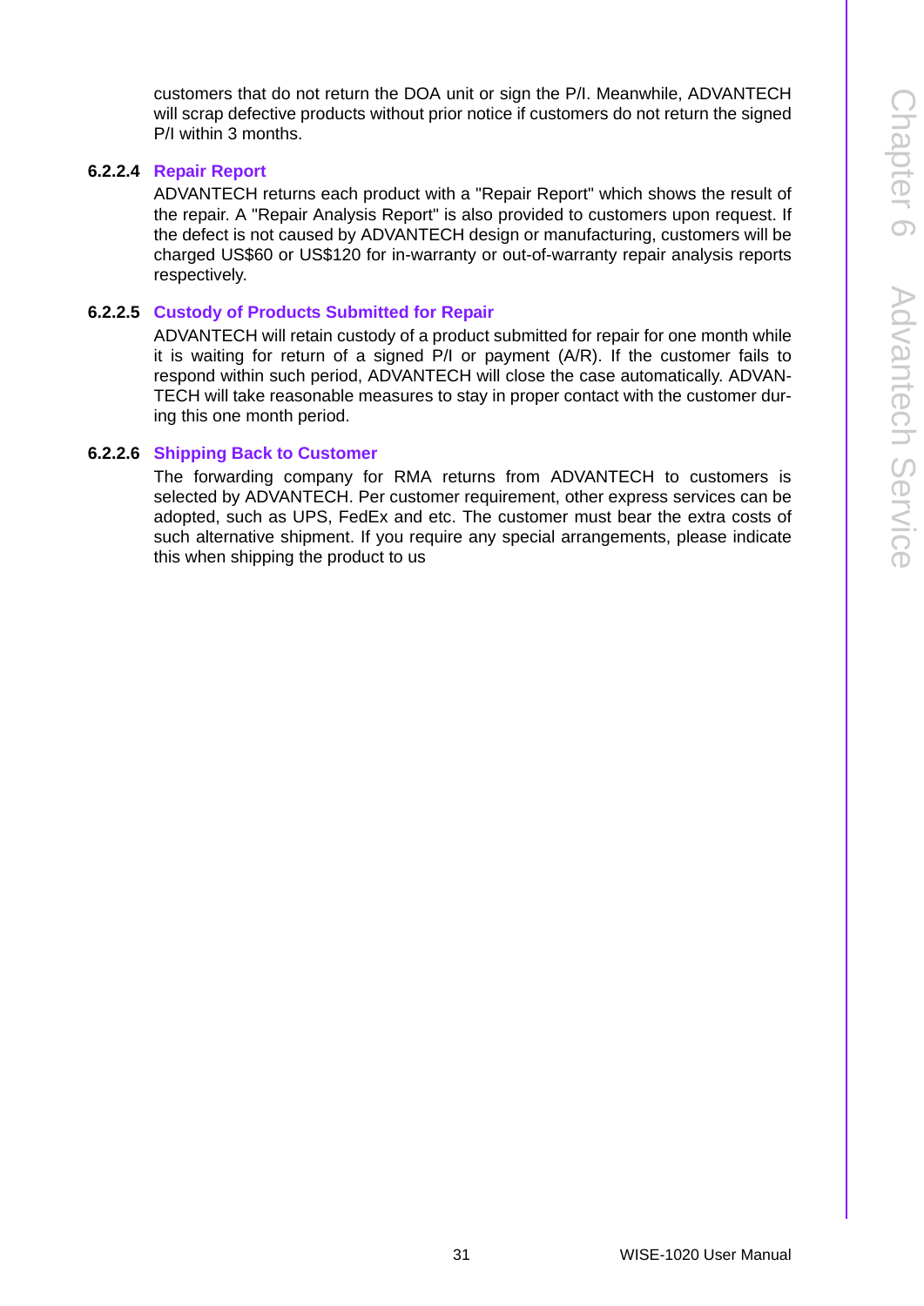customers that do not return the DOA unit or sign the P/I. Meanwhile, ADVANTECH will scrap defective products without prior notice if customers do not return the signed P/I within 3 months.

#### 6.2.2.4 Repair Report

ADVANTECH returns each product with a "Repair Report" which shows the result of the repair. A "Repair Analysis Report" is also provided to customers upon request. If the defect is not caused by ADVANTECH design or manufacturing, customers will be charged US$60 or US$120 for in-warranty or out-of-warranty repair analysis reports respectively.

#### 6.2.2.5 Custody of Products Submitted for Repair

ADVANTECH will retain custody of a product submitted for repair for one month while it is waiting for return of a signed P/I or payment (A/R). If the customer fails to respond within such period, ADVANTECH will close the case automatically. ADVANTECH will take reasonable measures to stay in proper contact with the customer during this one month period.

#### 6.2.2.6 Shipping Back to Customer

The forwarding company for RMA returns from ADVANTECH to customers is selected by ADVANTECH. Per customer requirement, other express services can be adopted, such as UPS, FedEx and etc. The customer must bear the extra costs of such alternative shipment. If you require any special arrangements, please indicate this when shipping the product to us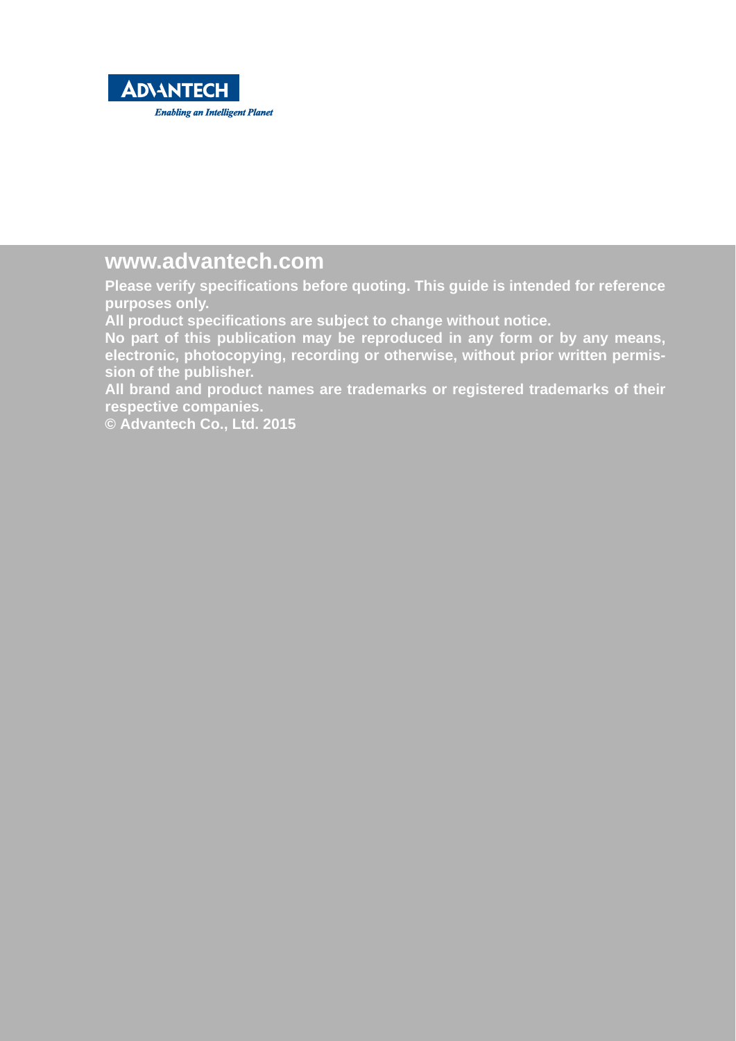ADVANTECH

*Enabling an Intelligent Planet*

## www.advantech.com

**Please verify specifications before quoting. This guide is intended for reference purposes only.**

**All product specifications are subject to change without notice.**

**No part of this publication may be reproduced in any form or by any means, electronic, photocopying, recording or otherwise, without prior written permission of the publisher.**

**All brand and product names are trademarks or registered trademarks of their respective companies.**

**© Advantech Co., Ltd. 2015**